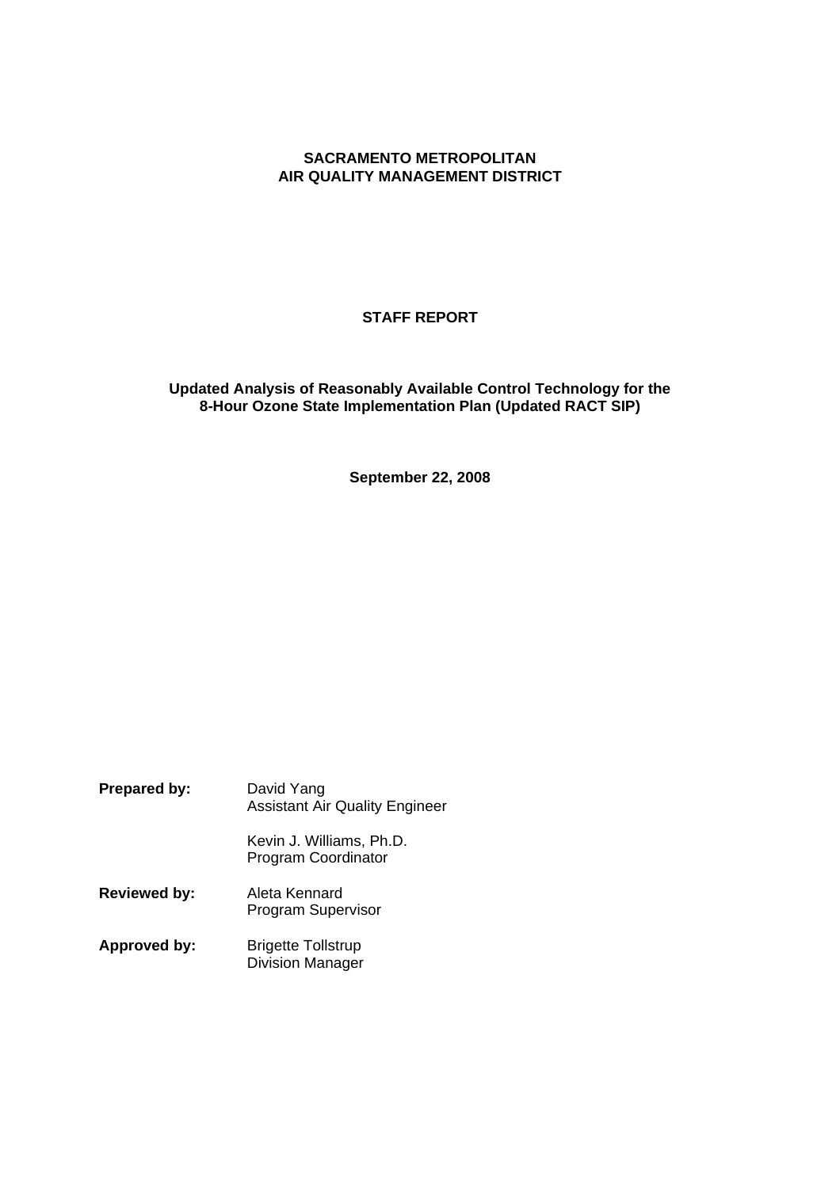**SACRAMENTO METROPOLITAN**
**AIR QUALITY MANAGEMENT DISTRICT**

# STAFF REPORT

## Updated Analysis of Reasonably Available Control Technology for the 8-Hour Ozone State Implementation Plan (Updated RACT SIP)

**September 22, 2008**

**Prepared by:** David Yang
Assistant Air Quality Engineer

Kevin J. Williams, Ph.D.
Program Coordinator

**Reviewed by:** Aleta Kennard
Program Supervisor

**Approved by:** Brigette Tollstrup
Division Manager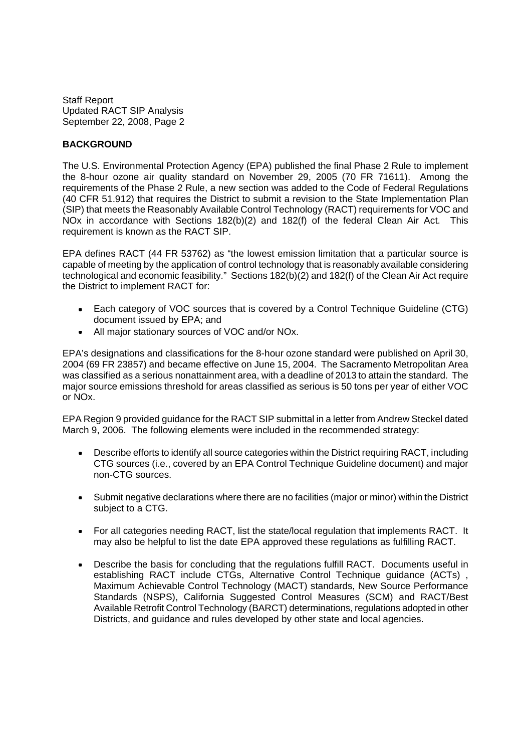## BACKGROUND

The U.S. Environmental Protection Agency (EPA) published the final Phase 2 Rule to implement the 8-hour ozone air quality standard on November 29, 2005 (70 FR 71611). Among the requirements of the Phase 2 Rule, a new section was added to the Code of Federal Regulations (40 CFR 51.912) that requires the District to submit a revision to the State Implementation Plan (SIP) that meets the Reasonably Available Control Technology (RACT) requirements for VOC and NOx in accordance with Sections 182(b)(2) and 182(f) of the federal Clean Air Act. This requirement is known as the RACT SIP.

EPA defines RACT (44 FR 53762) as "the lowest emission limitation that a particular source is capable of meeting by the application of control technology that is reasonably available considering technological and economic feasibility." Sections 182(b)(2) and 182(f) of the Clean Air Act require the District to implement RACT for:

- Each category of VOC sources that is covered by a Control Technique Guideline (CTG) document issued by EPA; and
- All major stationary sources of VOC and/or NOx.

EPA's designations and classifications for the 8-hour ozone standard were published on April 30, 2004 (69 FR 23857) and became effective on June 15, 2004. The Sacramento Metropolitan Area was classified as a serious nonattainment area, with a deadline of 2013 to attain the standard. The major source emissions threshold for areas classified as serious is 50 tons per year of either VOC or NOx.

EPA Region 9 provided guidance for the RACT SIP submittal in a letter from Andrew Steckel dated March 9, 2006. The following elements were included in the recommended strategy:

- Describe efforts to identify all source categories within the District requiring RACT, including CTG sources (i.e., covered by an EPA Control Technique Guideline document) and major non-CTG sources.
- Submit negative declarations where there are no facilities (major or minor) within the District subject to a CTG.
- For all categories needing RACT, list the state/local regulation that implements RACT. It may also be helpful to list the date EPA approved these regulations as fulfilling RACT.
- Describe the basis for concluding that the regulations fulfill RACT. Documents useful in establishing RACT include CTGs, Alternative Control Technique guidance (ACTs) , Maximum Achievable Control Technology (MACT) standards, New Source Performance Standards (NSPS), California Suggested Control Measures (SCM) and RACT/Best Available Retrofit Control Technology (BARCT) determinations, regulations adopted in other Districts, and guidance and rules developed by other state and local agencies.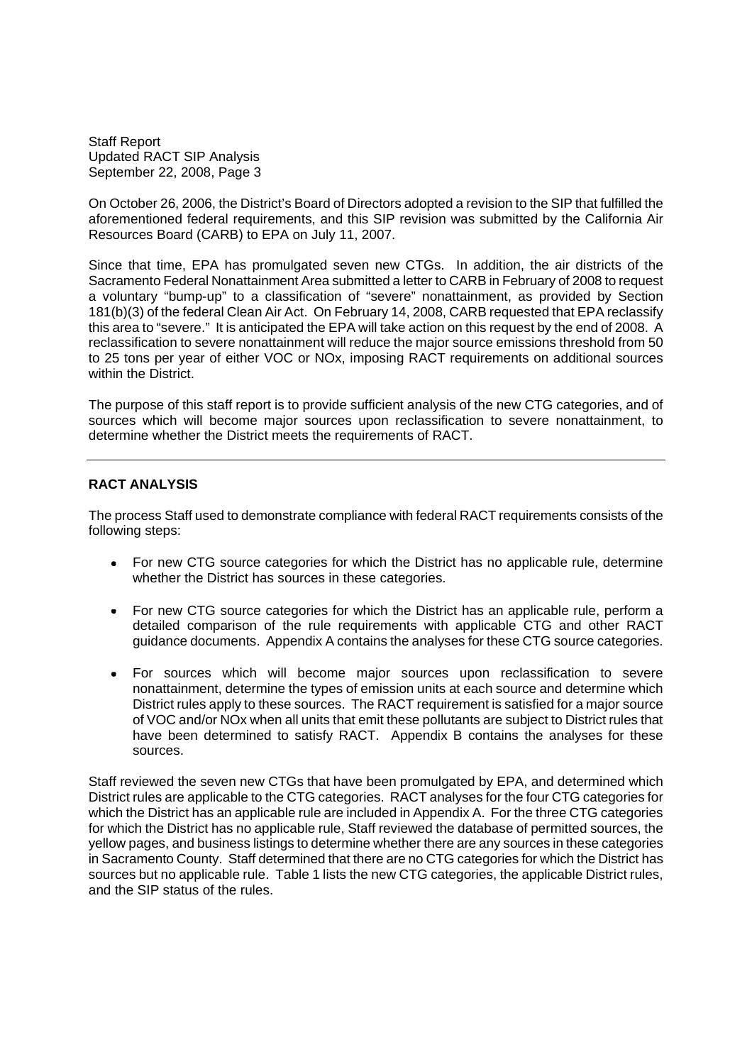On October 26, 2006, the District's Board of Directors adopted a revision to the SIP that fulfilled the aforementioned federal requirements, and this SIP revision was submitted by the California Air Resources Board (CARB) to EPA on July 11, 2007.

Since that time, EPA has promulgated seven new CTGs. In addition, the air districts of the Sacramento Federal Nonattainment Area submitted a letter to CARB in February of 2008 to request a voluntary "bump-up" to a classification of "severe" nonattainment, as provided by Section 181(b)(3) of the federal Clean Air Act. On February 14, 2008, CARB requested that EPA reclassify this area to "severe." It is anticipated the EPA will take action on this request by the end of 2008. A reclassification to severe nonattainment will reduce the major source emissions threshold from 50 to 25 tons per year of either VOC or NOx, imposing RACT requirements on additional sources within the District.

The purpose of this staff report is to provide sufficient analysis of the new CTG categories, and of sources which will become major sources upon reclassification to severe nonattainment, to determine whether the District meets the requirements of RACT.

---

## RACT ANALYSIS

The process Staff used to demonstrate compliance with federal RACT requirements consists of the following steps:

- For new CTG source categories for which the District has no applicable rule, determine whether the District has sources in these categories.
- For new CTG source categories for which the District has an applicable rule, perform a detailed comparison of the rule requirements with applicable CTG and other RACT guidance documents. Appendix A contains the analyses for these CTG source categories.
- For sources which will become major sources upon reclassification to severe nonattainment, determine the types of emission units at each source and determine which District rules apply to these sources. The RACT requirement is satisfied for a major source of VOC and/or NOx when all units that emit these pollutants are subject to District rules that have been determined to satisfy RACT. Appendix B contains the analyses for these sources.

Staff reviewed the seven new CTGs that have been promulgated by EPA, and determined which District rules are applicable to the CTG categories. RACT analyses for the four CTG categories for which the District has an applicable rule are included in Appendix A. For the three CTG categories for which the District has no applicable rule, Staff reviewed the database of permitted sources, the yellow pages, and business listings to determine whether there are any sources in these categories in Sacramento County. Staff determined that there are no CTG categories for which the District has sources but no applicable rule. Table 1 lists the new CTG categories, the applicable District rules, and the SIP status of the rules.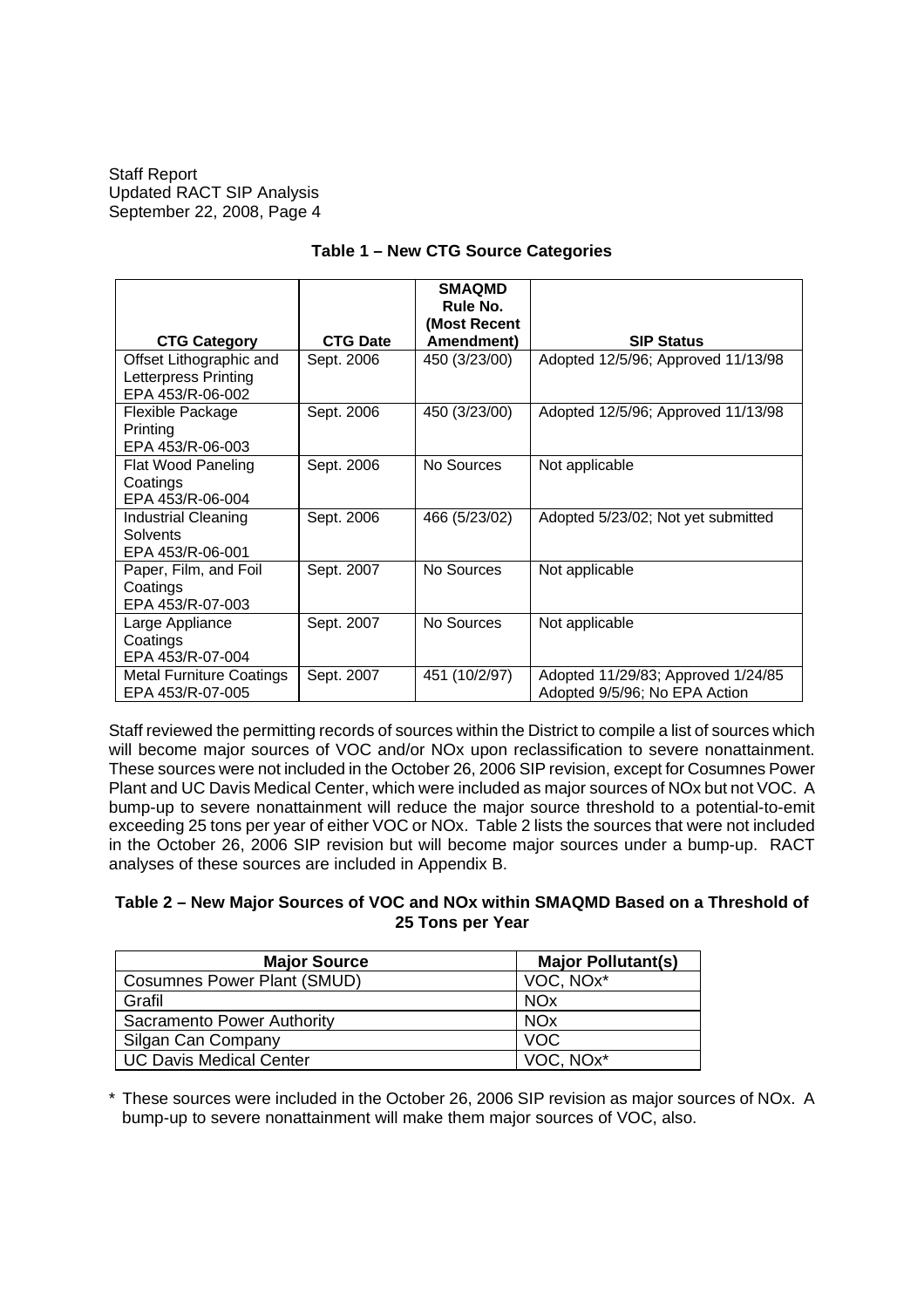**Table 1 – New CTG Source Categories**

| CTG Category | CTG Date | SMAQMD Rule No. (Most Recent Amendment) | SIP Status |
|---|---|---|---|
| Offset Lithographic and Letterpress Printing EPA 453/R-06-002 | Sept. 2006 | 450 (3/23/00) | Adopted 12/5/96; Approved 11/13/98 |
| Flexible Package Printing EPA 453/R-06-003 | Sept. 2006 | 450 (3/23/00) | Adopted 12/5/96; Approved 11/13/98 |
| Flat Wood Paneling Coatings EPA 453/R-06-004 | Sept. 2006 | No Sources | Not applicable |
| Industrial Cleaning Solvents EPA 453/R-06-001 | Sept. 2006 | 466 (5/23/02) | Adopted 5/23/02; Not yet submitted |
| Paper, Film, and Foil Coatings EPA 453/R-07-003 | Sept. 2007 | No Sources | Not applicable |
| Large Appliance Coatings EPA 453/R-07-004 | Sept. 2007 | No Sources | Not applicable |
| Metal Furniture Coatings EPA 453/R-07-005 | Sept. 2007 | 451 (10/2/97) | Adopted 11/29/83; Approved 1/24/85 Adopted 9/5/96; No EPA Action |

Staff reviewed the permitting records of sources within the District to compile a list of sources which will become major sources of VOC and/or NOx upon reclassification to severe nonattainment. These sources were not included in the October 26, 2006 SIP revision, except for Cosumnes Power Plant and UC Davis Medical Center, which were included as major sources of NOx but not VOC. A bump-up to severe nonattainment will reduce the major source threshold to a potential-to-emit exceeding 25 tons per year of either VOC or NOx. Table 2 lists the sources that were not included in the October 26, 2006 SIP revision but will become major sources under a bump-up. RACT analyses of these sources are included in Appendix B.

**Table 2 – New Major Sources of VOC and NOx within SMAQMD Based on a Threshold of 25 Tons per Year**

| Major Source | Major Pollutant(s) |
|---|---|
| Cosumnes Power Plant (SMUD) | VOC, NOx* |
| Grafil | NOx |
| Sacramento Power Authority | NOx |
| Silgan Can Company | VOC |
| UC Davis Medical Center | VOC, NOx* |

\* These sources were included in the October 26, 2006 SIP revision as major sources of NOx. A bump-up to severe nonattainment will make them major sources of VOC, also.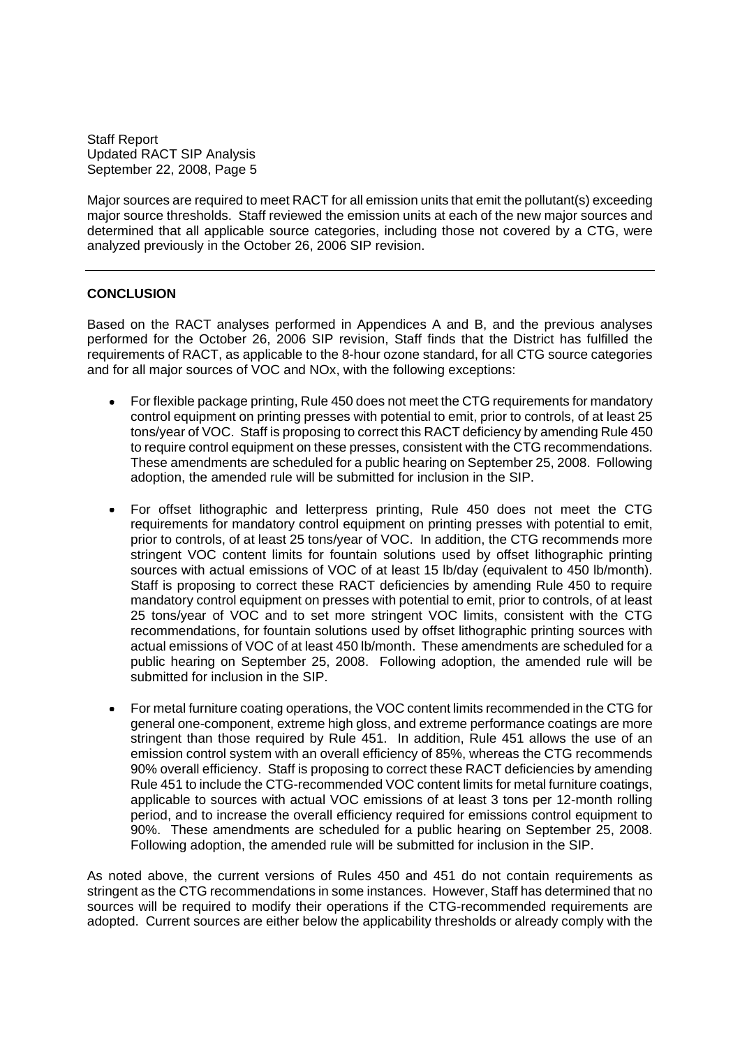Major sources are required to meet RACT for all emission units that emit the pollutant(s) exceeding major source thresholds. Staff reviewed the emission units at each of the new major sources and determined that all applicable source categories, including those not covered by a CTG, were analyzed previously in the October 26, 2006 SIP revision.

---

## CONCLUSION

Based on the RACT analyses performed in Appendices A and B, and the previous analyses performed for the October 26, 2006 SIP revision, Staff finds that the District has fulfilled the requirements of RACT, as applicable to the 8-hour ozone standard, for all CTG source categories and for all major sources of VOC and NOx, with the following exceptions:

- For flexible package printing, Rule 450 does not meet the CTG requirements for mandatory control equipment on printing presses with potential to emit, prior to controls, of at least 25 tons/year of VOC. Staff is proposing to correct this RACT deficiency by amending Rule 450 to require control equipment on these presses, consistent with the CTG recommendations. These amendments are scheduled for a public hearing on September 25, 2008. Following adoption, the amended rule will be submitted for inclusion in the SIP.

- For offset lithographic and letterpress printing, Rule 450 does not meet the CTG requirements for mandatory control equipment on printing presses with potential to emit, prior to controls, of at least 25 tons/year of VOC. In addition, the CTG recommends more stringent VOC content limits for fountain solutions used by offset lithographic printing sources with actual emissions of VOC of at least 15 lb/day (equivalent to 450 lb/month). Staff is proposing to correct these RACT deficiencies by amending Rule 450 to require mandatory control equipment on presses with potential to emit, prior to controls, of at least 25 tons/year of VOC and to set more stringent VOC limits, consistent with the CTG recommendations, for fountain solutions used by offset lithographic printing sources with actual emissions of VOC of at least 450 lb/month. These amendments are scheduled for a public hearing on September 25, 2008. Following adoption, the amended rule will be submitted for inclusion in the SIP.

- For metal furniture coating operations, the VOC content limits recommended in the CTG for general one-component, extreme high gloss, and extreme performance coatings are more stringent than those required by Rule 451. In addition, Rule 451 allows the use of an emission control system with an overall efficiency of 85%, whereas the CTG recommends 90% overall efficiency. Staff is proposing to correct these RACT deficiencies by amending Rule 451 to include the CTG-recommended VOC content limits for metal furniture coatings, applicable to sources with actual VOC emissions of at least 3 tons per 12-month rolling period, and to increase the overall efficiency required for emissions control equipment to 90%. These amendments are scheduled for a public hearing on September 25, 2008. Following adoption, the amended rule will be submitted for inclusion in the SIP.

As noted above, the current versions of Rules 450 and 451 do not contain requirements as stringent as the CTG recommendations in some instances. However, Staff has determined that no sources will be required to modify their operations if the CTG-recommended requirements are adopted. Current sources are either below the applicability thresholds or already comply with the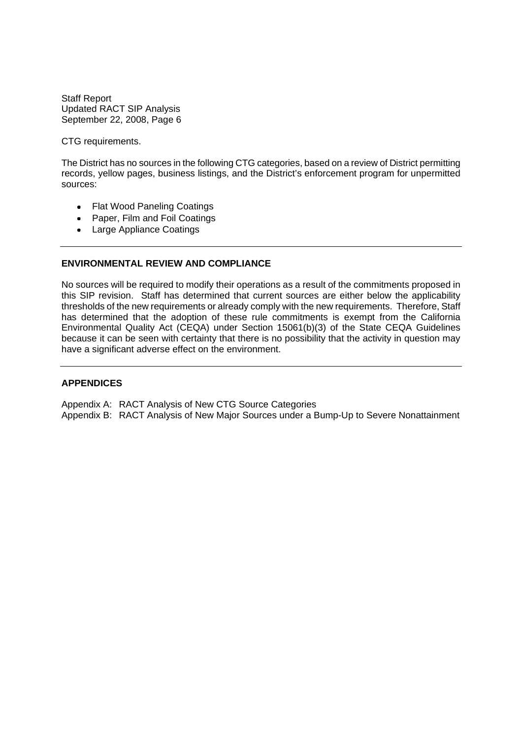CTG requirements.

The District has no sources in the following CTG categories, based on a review of District permitting records, yellow pages, business listings, and the District's enforcement program for unpermitted sources:

- Flat Wood Paneling Coatings
- Paper, Film and Foil Coatings
- Large Appliance Coatings

---

## ENVIRONMENTAL REVIEW AND COMPLIANCE

No sources will be required to modify their operations as a result of the commitments proposed in this SIP revision. Staff has determined that current sources are either below the applicability thresholds of the new requirements or already comply with the new requirements. Therefore, Staff has determined that the adoption of these rule commitments is exempt from the California Environmental Quality Act (CEQA) under Section 15061(b)(3) of the State CEQA Guidelines because it can be seen with certainty that there is no possibility that the activity in question may have a significant adverse effect on the environment.

---

## APPENDICES

Appendix A: RACT Analysis of New CTG Source Categories
Appendix B: RACT Analysis of New Major Sources under a Bump-Up to Severe Nonattainment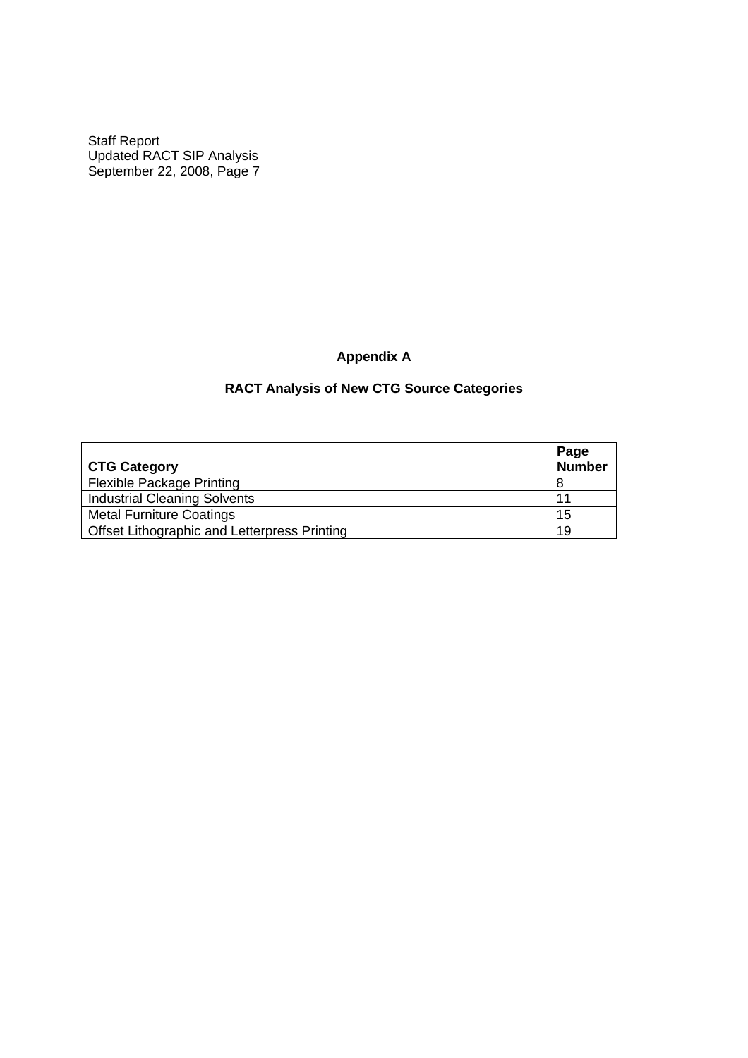## Appendix A

## RACT Analysis of New CTG Source Categories

| CTG Category | Page Number |
|---|---|
| Flexible Package Printing | 8 |
| Industrial Cleaning Solvents | 11 |
| Metal Furniture Coatings | 15 |
| Offset Lithographic and Letterpress Printing | 19 |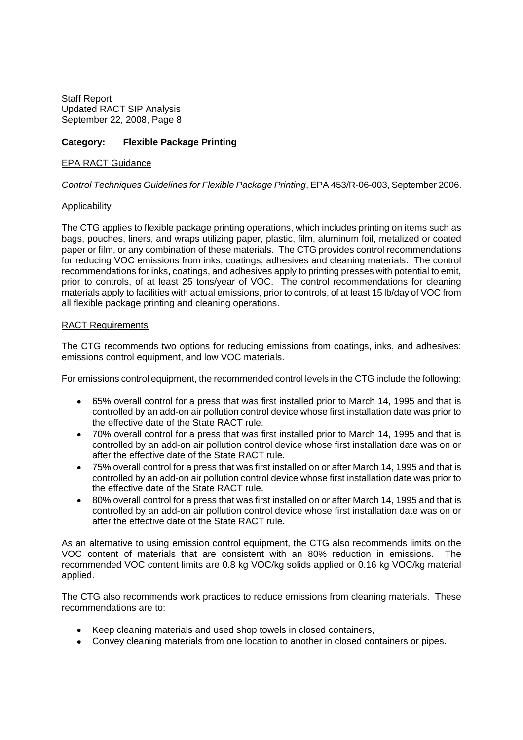**Category: Flexible Package Printing**

EPA RACT Guidance

*Control Techniques Guidelines for Flexible Package Printing*, EPA 453/R-06-003, September 2006.

Applicability

The CTG applies to flexible package printing operations, which includes printing on items such as bags, pouches, liners, and wraps utilizing paper, plastic, film, aluminum foil, metalized or coated paper or film, or any combination of these materials. The CTG provides control recommendations for reducing VOC emissions from inks, coatings, adhesives and cleaning materials. The control recommendations for inks, coatings, and adhesives apply to printing presses with potential to emit, prior to controls, of at least 25 tons/year of VOC. The control recommendations for cleaning materials apply to facilities with actual emissions, prior to controls, of at least 15 lb/day of VOC from all flexible package printing and cleaning operations.

RACT Requirements

The CTG recommends two options for reducing emissions from coatings, inks, and adhesives: emissions control equipment, and low VOC materials.

For emissions control equipment, the recommended control levels in the CTG include the following:

- 65% overall control for a press that was first installed prior to March 14, 1995 and that is controlled by an add-on air pollution control device whose first installation date was prior to the effective date of the State RACT rule.
- 70% overall control for a press that was first installed prior to March 14, 1995 and that is controlled by an add-on air pollution control device whose first installation date was on or after the effective date of the State RACT rule.
- 75% overall control for a press that was first installed on or after March 14, 1995 and that is controlled by an add-on air pollution control device whose first installation date was prior to the effective date of the State RACT rule.
- 80% overall control for a press that was first installed on or after March 14, 1995 and that is controlled by an add-on air pollution control device whose first installation date was on or after the effective date of the State RACT rule.

As an alternative to using emission control equipment, the CTG also recommends limits on the VOC content of materials that are consistent with an 80% reduction in emissions. The recommended VOC content limits are 0.8 kg VOC/kg solids applied or 0.16 kg VOC/kg material applied.

The CTG also recommends work practices to reduce emissions from cleaning materials. These recommendations are to:

- Keep cleaning materials and used shop towels in closed containers,
- Convey cleaning materials from one location to another in closed containers or pipes.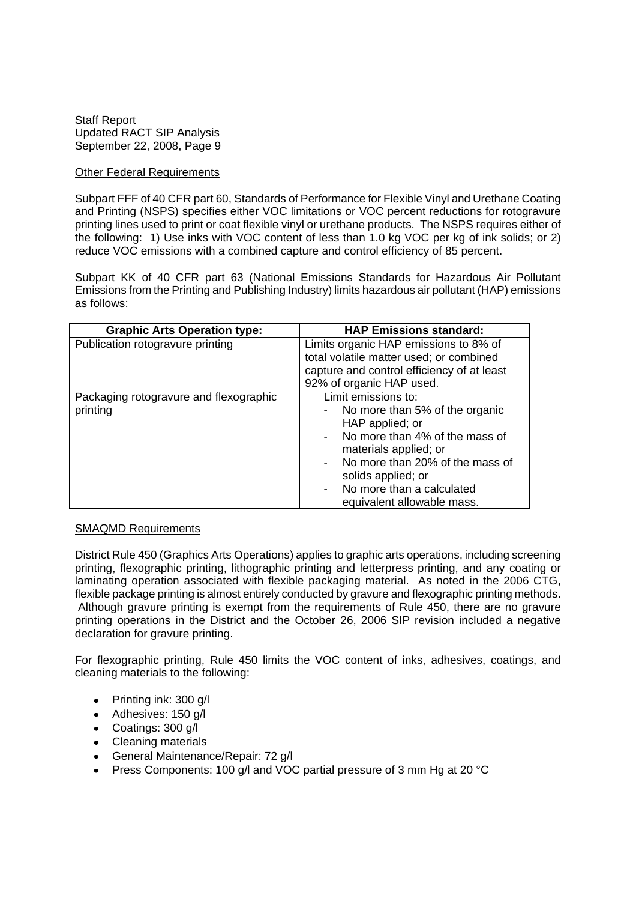#### Other Federal Requirements

Subpart FFF of 40 CFR part 60, Standards of Performance for Flexible Vinyl and Urethane Coating and Printing (NSPS) specifies either VOC limitations or VOC percent reductions for rotogravure printing lines used to print or coat flexible vinyl or urethane products. The NSPS requires either of the following: 1) Use inks with VOC content of less than 1.0 kg VOC per kg of ink solids; or 2) reduce VOC emissions with a combined capture and control efficiency of 85 percent.

Subpart KK of 40 CFR part 63 (National Emissions Standards for Hazardous Air Pollutant Emissions from the Printing and Publishing Industry) limits hazardous air pollutant (HAP) emissions as follows:

| Graphic Arts Operation type: | HAP Emissions standard: |
|---|---|
| Publication rotogravure printing | Limits organic HAP emissions to 8% of total volatile matter used; or combined capture and control efficiency of at least 92% of organic HAP used. |
| Packaging rotogravure and flexographic printing | Limit emissions to:<br>- No more than 5% of the organic HAP applied; or<br>- No more than 4% of the mass of materials applied; or<br>- No more than 20% of the mass of solids applied; or<br>- No more than a calculated equivalent allowable mass. |

#### SMAQMD Requirements

District Rule 450 (Graphics Arts Operations) applies to graphic arts operations, including screening printing, flexographic printing, lithographic printing and letterpress printing, and any coating or laminating operation associated with flexible packaging material. As noted in the 2006 CTG, flexible package printing is almost entirely conducted by gravure and flexographic printing methods. Although gravure printing is exempt from the requirements of Rule 450, there are no gravure printing operations in the District and the October 26, 2006 SIP revision included a negative declaration for gravure printing.

For flexographic printing, Rule 450 limits the VOC content of inks, adhesives, coatings, and cleaning materials to the following:

- Printing ink: 300 g/l
- Adhesives: 150 g/l
- Coatings: 300 g/l
- Cleaning materials
- General Maintenance/Repair: 72 g/l
- Press Components: 100 g/l and VOC partial pressure of 3 mm Hg at 20 °C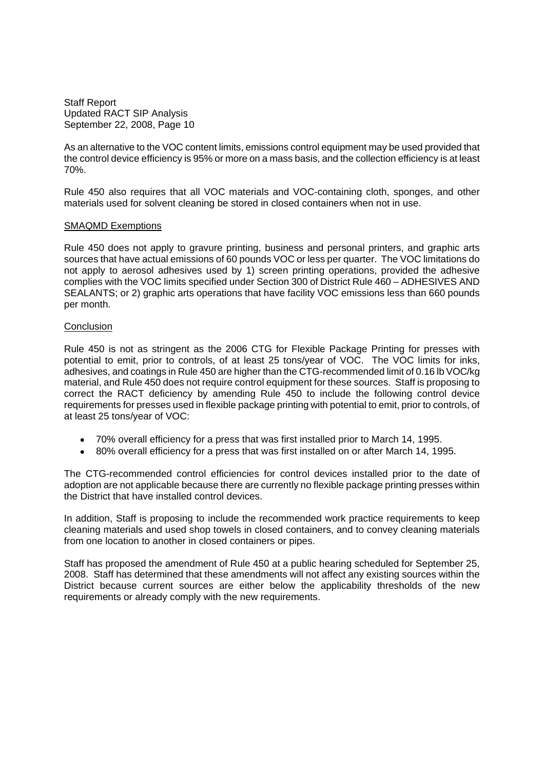As an alternative to the VOC content limits, emissions control equipment may be used provided that the control device efficiency is 95% or more on a mass basis, and the collection efficiency is at least 70%.

Rule 450 also requires that all VOC materials and VOC-containing cloth, sponges, and other materials used for solvent cleaning be stored in closed containers when not in use.

### SMAQMD Exemptions

Rule 450 does not apply to gravure printing, business and personal printers, and graphic arts sources that have actual emissions of 60 pounds VOC or less per quarter. The VOC limitations do not apply to aerosol adhesives used by 1) screen printing operations, provided the adhesive complies with the VOC limits specified under Section 300 of District Rule 460 – ADHESIVES AND SEALANTS; or 2) graphic arts operations that have facility VOC emissions less than 660 pounds per month.

### Conclusion

Rule 450 is not as stringent as the 2006 CTG for Flexible Package Printing for presses with potential to emit, prior to controls, of at least 25 tons/year of VOC. The VOC limits for inks, adhesives, and coatings in Rule 450 are higher than the CTG-recommended limit of 0.16 lb VOC/kg material, and Rule 450 does not require control equipment for these sources. Staff is proposing to correct the RACT deficiency by amending Rule 450 to include the following control device requirements for presses used in flexible package printing with potential to emit, prior to controls, of at least 25 tons/year of VOC:

- 70% overall efficiency for a press that was first installed prior to March 14, 1995.
- 80% overall efficiency for a press that was first installed on or after March 14, 1995.

The CTG-recommended control efficiencies for control devices installed prior to the date of adoption are not applicable because there are currently no flexible package printing presses within the District that have installed control devices.

In addition, Staff is proposing to include the recommended work practice requirements to keep cleaning materials and used shop towels in closed containers, and to convey cleaning materials from one location to another in closed containers or pipes.

Staff has proposed the amendment of Rule 450 at a public hearing scheduled for September 25, 2008. Staff has determined that these amendments will not affect any existing sources within the District because current sources are either below the applicability thresholds of the new requirements or already comply with the new requirements.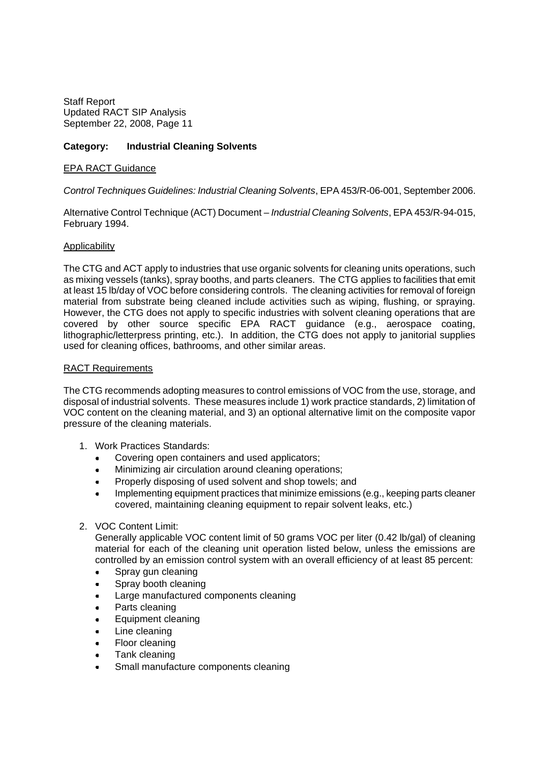**Category: Industrial Cleaning Solvents**

EPA RACT Guidance

*Control Techniques Guidelines: Industrial Cleaning Solvents*, EPA 453/R-06-001, September 2006.

Alternative Control Technique (ACT) Document – *Industrial Cleaning Solvents*, EPA 453/R-94-015, February 1994.

Applicability

The CTG and ACT apply to industries that use organic solvents for cleaning units operations, such as mixing vessels (tanks), spray booths, and parts cleaners. The CTG applies to facilities that emit at least 15 lb/day of VOC before considering controls. The cleaning activities for removal of foreign material from substrate being cleaned include activities such as wiping, flushing, or spraying. However, the CTG does not apply to specific industries with solvent cleaning operations that are covered by other source specific EPA RACT guidance (e.g., aerospace coating, lithographic/letterpress printing, etc.). In addition, the CTG does not apply to janitorial supplies used for cleaning offices, bathrooms, and other similar areas.

RACT Requirements

The CTG recommends adopting measures to control emissions of VOC from the use, storage, and disposal of industrial solvents. These measures include 1) work practice standards, 2) limitation of VOC content on the cleaning material, and 3) an optional alternative limit on the composite vapor pressure of the cleaning materials.

1. Work Practices Standards:
   - Covering open containers and used applicators;
   - Minimizing air circulation around cleaning operations;
   - Properly disposing of used solvent and shop towels; and
   - Implementing equipment practices that minimize emissions (e.g., keeping parts cleaner covered, maintaining cleaning equipment to repair solvent leaks, etc.)

2. VOC Content Limit:
   Generally applicable VOC content limit of 50 grams VOC per liter (0.42 lb/gal) of cleaning material for each of the cleaning unit operation listed below, unless the emissions are controlled by an emission control system with an overall efficiency of at least 85 percent:
   - Spray gun cleaning
   - Spray booth cleaning
   - Large manufactured components cleaning
   - Parts cleaning
   - Equipment cleaning
   - Line cleaning
   - Floor cleaning
   - Tank cleaning
   - Small manufacture components cleaning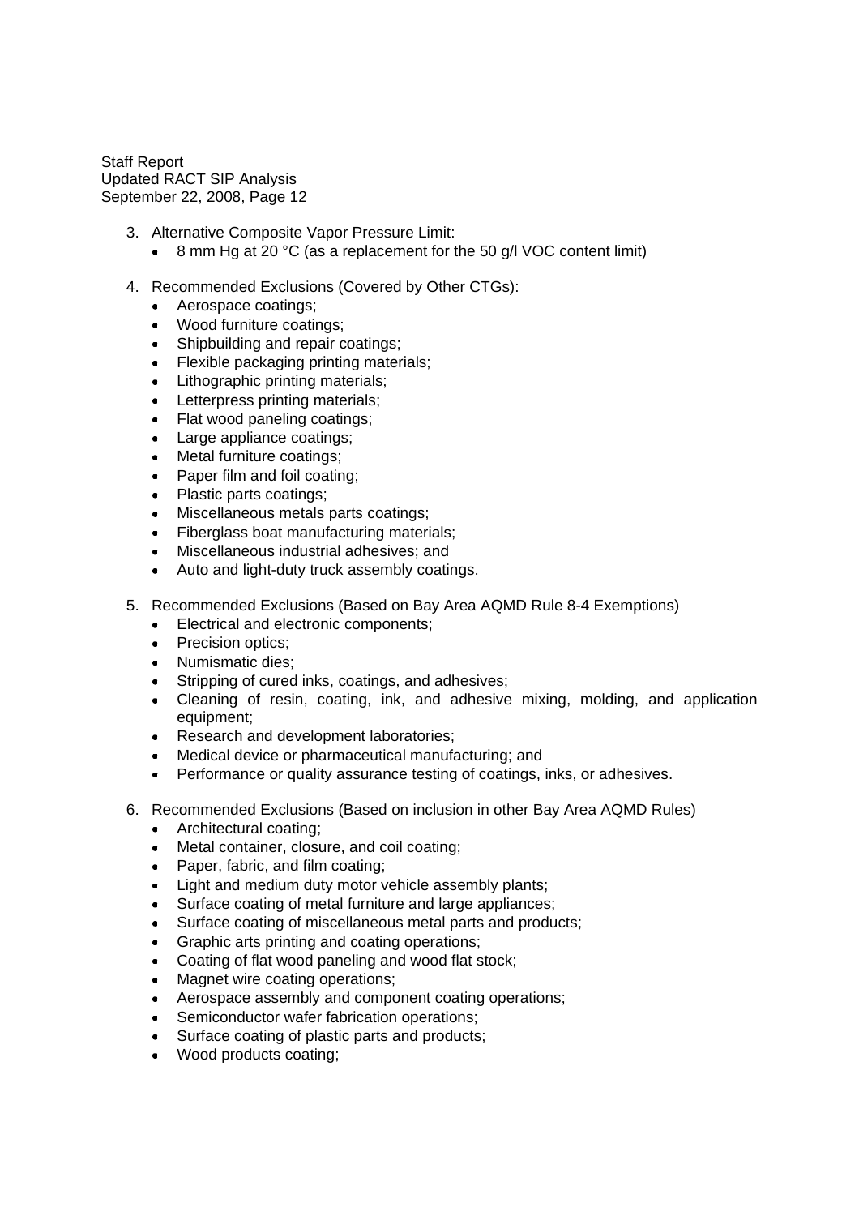3. Alternative Composite Vapor Pressure Limit:
   - 8 mm Hg at 20 °C (as a replacement for the 50 g/l VOC content limit)

4. Recommended Exclusions (Covered by Other CTGs):
   - Aerospace coatings;
   - Wood furniture coatings;
   - Shipbuilding and repair coatings;
   - Flexible packaging printing materials;
   - Lithographic printing materials;
   - Letterpress printing materials;
   - Flat wood paneling coatings;
   - Large appliance coatings;
   - Metal furniture coatings;
   - Paper film and foil coating;
   - Plastic parts coatings;
   - Miscellaneous metals parts coatings;
   - Fiberglass boat manufacturing materials;
   - Miscellaneous industrial adhesives; and
   - Auto and light-duty truck assembly coatings.

5. Recommended Exclusions (Based on Bay Area AQMD Rule 8-4 Exemptions)
   - Electrical and electronic components;
   - Precision optics;
   - Numismatic dies;
   - Stripping of cured inks, coatings, and adhesives;
   - Cleaning of resin, coating, ink, and adhesive mixing, molding, and application equipment;
   - Research and development laboratories;
   - Medical device or pharmaceutical manufacturing; and
   - Performance or quality assurance testing of coatings, inks, or adhesives.

6. Recommended Exclusions (Based on inclusion in other Bay Area AQMD Rules)
   - Architectural coating;
   - Metal container, closure, and coil coating;
   - Paper, fabric, and film coating;
   - Light and medium duty motor vehicle assembly plants;
   - Surface coating of metal furniture and large appliances;
   - Surface coating of miscellaneous metal parts and products;
   - Graphic arts printing and coating operations;
   - Coating of flat wood paneling and wood flat stock;
   - Magnet wire coating operations;
   - Aerospace assembly and component coating operations;
   - Semiconductor wafer fabrication operations;
   - Surface coating of plastic parts and products;
   - Wood products coating;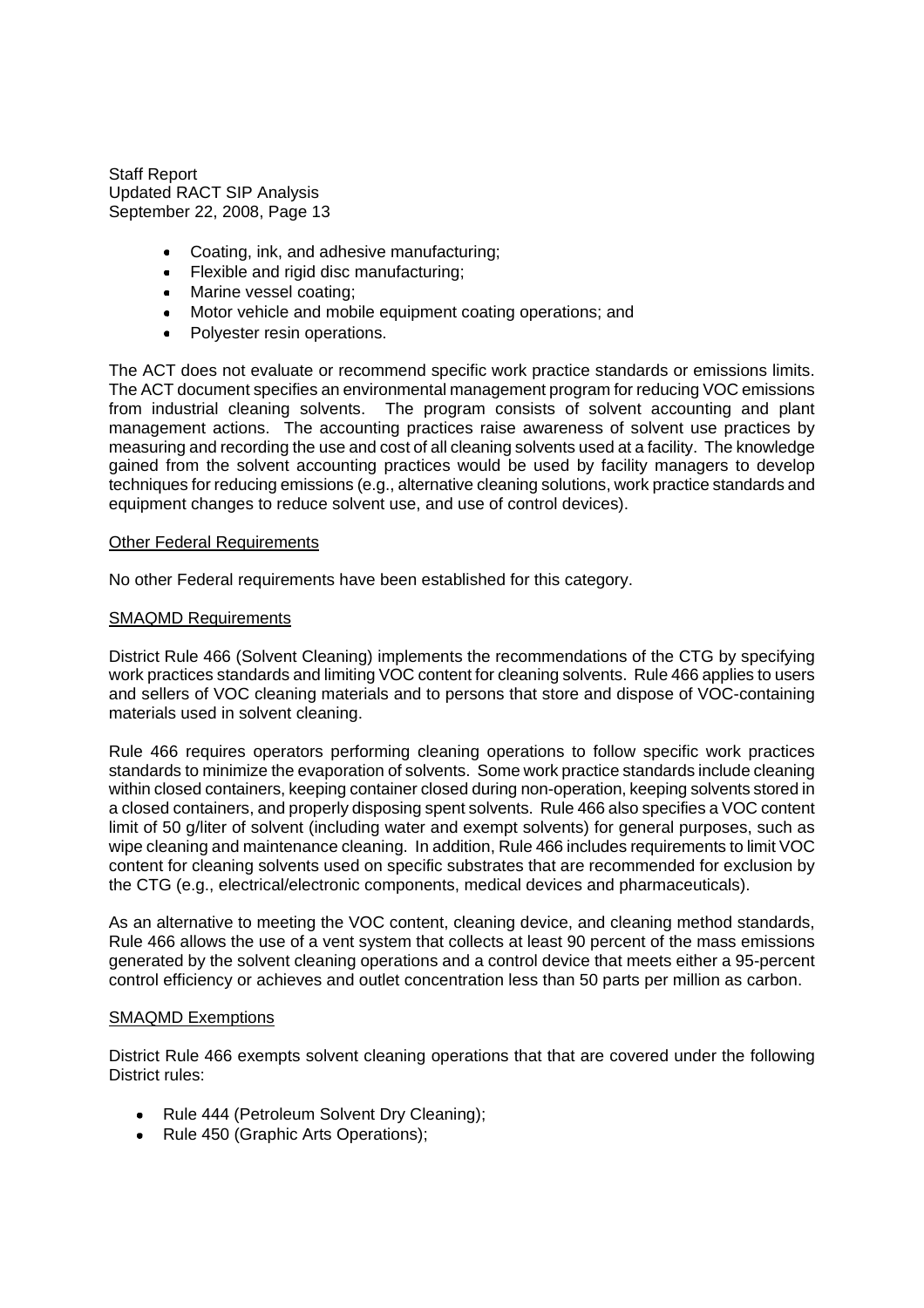- Coating, ink, and adhesive manufacturing;
- Flexible and rigid disc manufacturing;
- Marine vessel coating;
- Motor vehicle and mobile equipment coating operations; and
- Polyester resin operations.

The ACT does not evaluate or recommend specific work practice standards or emissions limits. The ACT document specifies an environmental management program for reducing VOC emissions from industrial cleaning solvents. The program consists of solvent accounting and plant management actions. The accounting practices raise awareness of solvent use practices by measuring and recording the use and cost of all cleaning solvents used at a facility. The knowledge gained from the solvent accounting practices would be used by facility managers to develop techniques for reducing emissions (e.g., alternative cleaning solutions, work practice standards and equipment changes to reduce solvent use, and use of control devices).

<u>Other Federal Requirements</u>

No other Federal requirements have been established for this category.

<u>SMAQMD Requirements</u>

District Rule 466 (Solvent Cleaning) implements the recommendations of the CTG by specifying work practices standards and limiting VOC content for cleaning solvents. Rule 466 applies to users and sellers of VOC cleaning materials and to persons that store and dispose of VOC-containing materials used in solvent cleaning.

Rule 466 requires operators performing cleaning operations to follow specific work practices standards to minimize the evaporation of solvents. Some work practice standards include cleaning within closed containers, keeping container closed during non-operation, keeping solvents stored in a closed containers, and properly disposing spent solvents. Rule 466 also specifies a VOC content limit of 50 g/liter of solvent (including water and exempt solvents) for general purposes, such as wipe cleaning and maintenance cleaning. In addition, Rule 466 includes requirements to limit VOC content for cleaning solvents used on specific substrates that are recommended for exclusion by the CTG (e.g., electrical/electronic components, medical devices and pharmaceuticals).

As an alternative to meeting the VOC content, cleaning device, and cleaning method standards, Rule 466 allows the use of a vent system that collects at least 90 percent of the mass emissions generated by the solvent cleaning operations and a control device that meets either a 95-percent control efficiency or achieves and outlet concentration less than 50 parts per million as carbon.

<u>SMAQMD Exemptions</u>

District Rule 466 exempts solvent cleaning operations that that are covered under the following District rules:

- Rule 444 (Petroleum Solvent Dry Cleaning);
- Rule 450 (Graphic Arts Operations);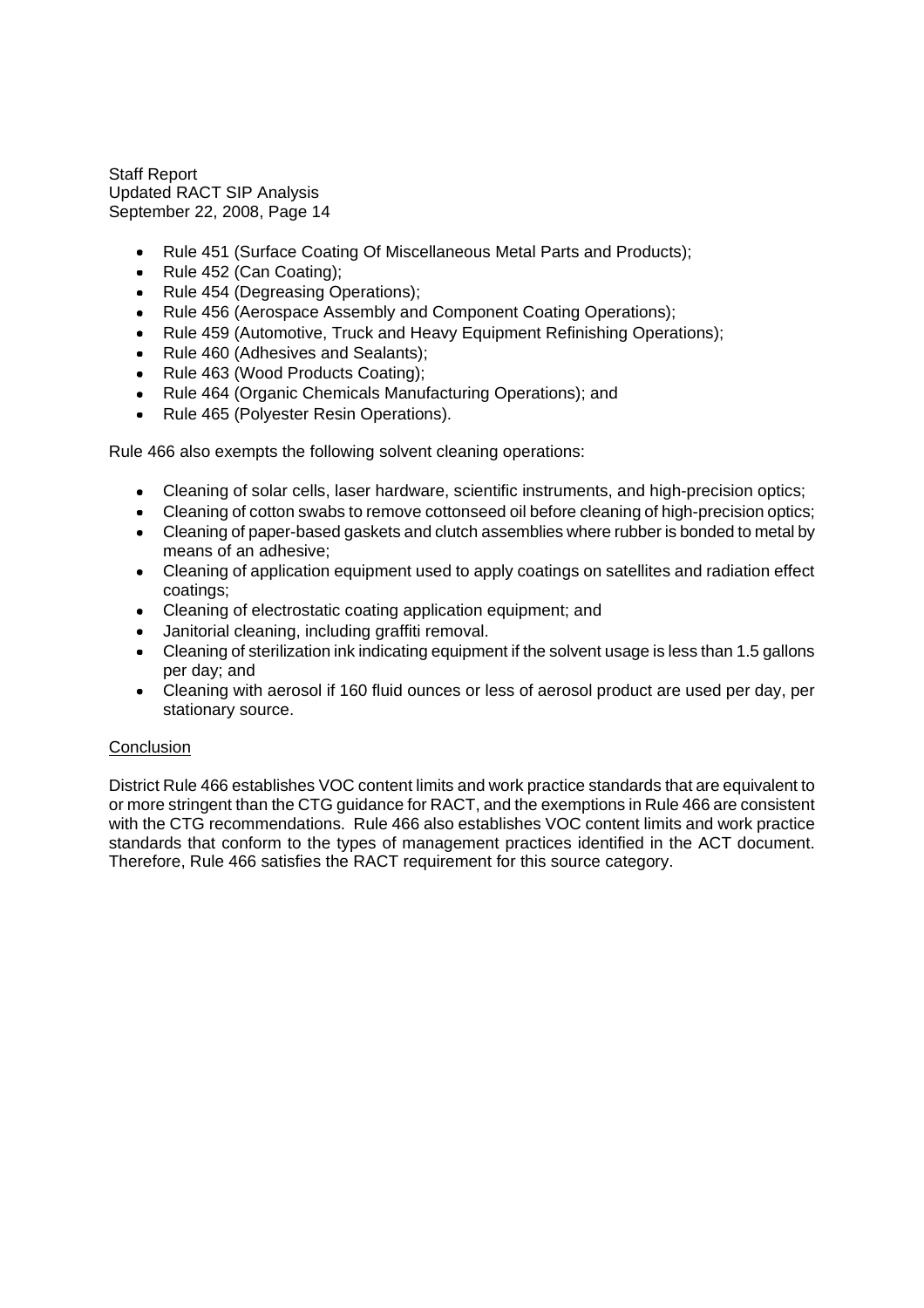- Rule 451 (Surface Coating Of Miscellaneous Metal Parts and Products);
- Rule 452 (Can Coating);
- Rule 454 (Degreasing Operations);
- Rule 456 (Aerospace Assembly and Component Coating Operations);
- Rule 459 (Automotive, Truck and Heavy Equipment Refinishing Operations);
- Rule 460 (Adhesives and Sealants);
- Rule 463 (Wood Products Coating);
- Rule 464 (Organic Chemicals Manufacturing Operations); and
- Rule 465 (Polyester Resin Operations).

Rule 466 also exempts the following solvent cleaning operations:

- Cleaning of solar cells, laser hardware, scientific instruments, and high-precision optics;
- Cleaning of cotton swabs to remove cottonseed oil before cleaning of high-precision optics;
- Cleaning of paper-based gaskets and clutch assemblies where rubber is bonded to metal by means of an adhesive;
- Cleaning of application equipment used to apply coatings on satellites and radiation effect coatings;
- Cleaning of electrostatic coating application equipment; and
- Janitorial cleaning, including graffiti removal.
- Cleaning of sterilization ink indicating equipment if the solvent usage is less than 1.5 gallons per day; and
- Cleaning with aerosol if 160 fluid ounces or less of aerosol product are used per day, per stationary source.

Conclusion

District Rule 466 establishes VOC content limits and work practice standards that are equivalent to or more stringent than the CTG guidance for RACT, and the exemptions in Rule 466 are consistent with the CTG recommendations. Rule 466 also establishes VOC content limits and work practice standards that conform to the types of management practices identified in the ACT document. Therefore, Rule 466 satisfies the RACT requirement for this source category.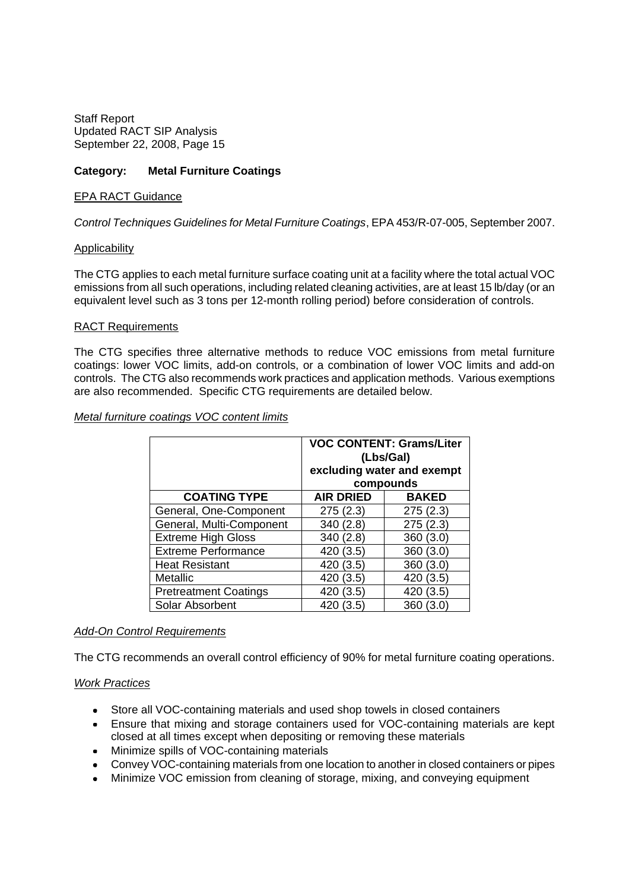**Category: Metal Furniture Coatings**

## EPA RACT Guidance

*Control Techniques Guidelines for Metal Furniture Coatings*, EPA 453/R-07-005, September 2007.

## Applicability

The CTG applies to each metal furniture surface coating unit at a facility where the total actual VOC emissions from all such operations, including related cleaning activities, are at least 15 lb/day (or an equivalent level such as 3 tons per 12-month rolling period) before consideration of controls.

## RACT Requirements

The CTG specifies three alternative methods to reduce VOC emissions from metal furniture coatings: lower VOC limits, add-on controls, or a combination of lower VOC limits and add-on controls. The CTG also recommends work practices and application methods. Various exemptions are also recommended. Specific CTG requirements are detailed below.

*Metal furniture coatings VOC content limits*

| | VOC CONTENT: Grams/Liter (Lbs/Gal) excluding water and exempt compounds | |
|---|---|---|
| **COATING TYPE** | **AIR DRIED** | **BAKED** |
| General, One-Component | 275 (2.3) | 275 (2.3) |
| General, Multi-Component | 340 (2.8) | 275 (2.3) |
| Extreme High Gloss | 340 (2.8) | 360 (3.0) |
| Extreme Performance | 420 (3.5) | 360 (3.0) |
| Heat Resistant | 420 (3.5) | 360 (3.0) |
| Metallic | 420 (3.5) | 420 (3.5) |
| Pretreatment Coatings | 420 (3.5) | 420 (3.5) |
| Solar Absorbent | 420 (3.5) | 360 (3.0) |

*Add-On Control Requirements*

The CTG recommends an overall control efficiency of 90% for metal furniture coating operations.

*Work Practices*

- Store all VOC-containing materials and used shop towels in closed containers
- Ensure that mixing and storage containers used for VOC-containing materials are kept closed at all times except when depositing or removing these materials
- Minimize spills of VOC-containing materials
- Convey VOC-containing materials from one location to another in closed containers or pipes
- Minimize VOC emission from cleaning of storage, mixing, and conveying equipment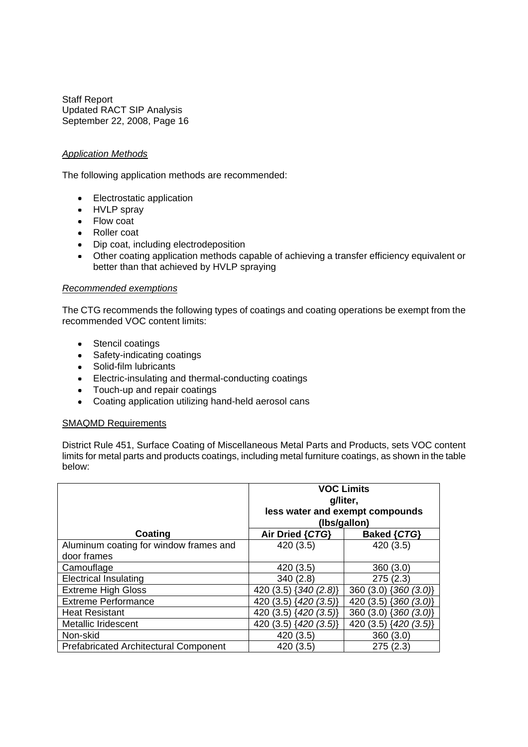*Application Methods*

The following application methods are recommended:

- Electrostatic application
- HVLP spray
- Flow coat
- Roller coat
- Dip coat, including electrodeposition
- Other coating application methods capable of achieving a transfer efficiency equivalent or better than that achieved by HVLP spraying

*Recommended exemptions*

The CTG recommends the following types of coatings and coating operations be exempt from the recommended VOC content limits:

- Stencil coatings
- Safety-indicating coatings
- Solid-film lubricants
- Electric-insulating and thermal-conducting coatings
- Touch-up and repair coatings
- Coating application utilizing hand-held aerosol cans

SMAQMD Requirements

District Rule 451, Surface Coating of Miscellaneous Metal Parts and Products, sets VOC content limits for metal parts and products coatings, including metal furniture coatings, as shown in the table below:

| | **VOC Limits g/liter, less water and exempt compounds (lbs/gallon)** | |
|---|---|---|
| **Coating** | **Air Dried {*CTG*}** | **Baked {*CTG*}** |
| Aluminum coating for window frames and door frames | 420 (3.5) | 420 (3.5) |
| Camouflage | 420 (3.5) | 360 (3.0) |
| Electrical Insulating | 340 (2.8) | 275 (2.3) |
| Extreme High Gloss | 420 (3.5) {*340 (2.8)*} | 360 (3.0) {*360 (3.0)*} |
| Extreme Performance | 420 (3.5) {*420 (3.5)*} | 420 (3.5) {*360 (3.0)*} |
| Heat Resistant | 420 (3.5) {*420 (3.5)*} | 360 (3.0) {*360 (3.0)*} |
| Metallic Iridescent | 420 (3.5) {*420 (3.5)*} | 420 (3.5) {*420 (3.5)*} |
| Non-skid | 420 (3.5) | 360 (3.0) |
| Prefabricated Architectural Component | 420 (3.5) | 275 (2.3) |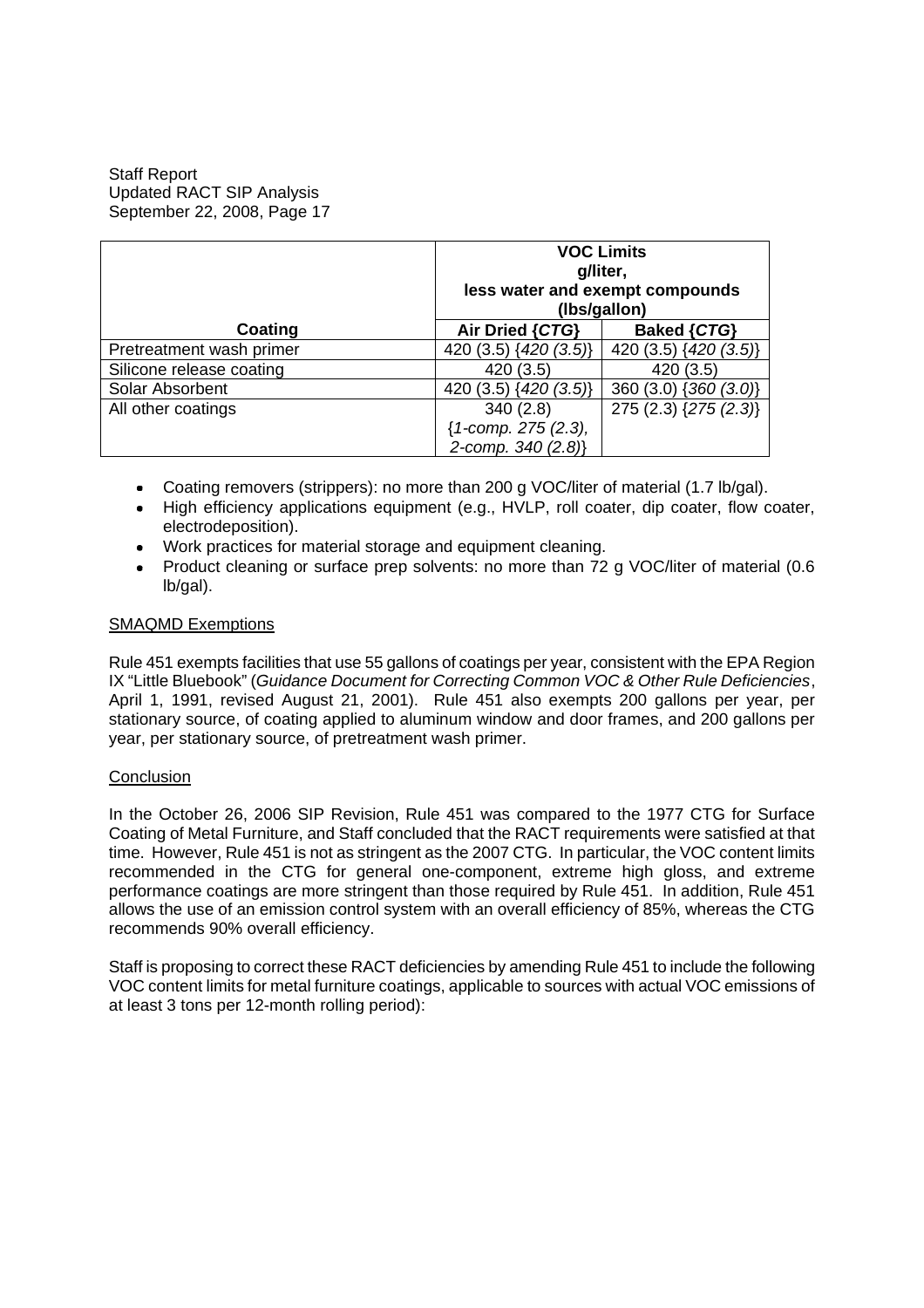| Coating | VOC Limits g/liter, less water and exempt compounds (lbs/gallon) | |
|---|---|---|
| | **Air Dried {*CTG*}** | **Baked {*CTG*}** |
| Pretreatment wash primer | 420 (3.5) {*420 (3.5)*} | 420 (3.5) {*420 (3.5)*} |
| Silicone release coating | 420 (3.5) | 420 (3.5) |
| Solar Absorbent | 420 (3.5) {*420 (3.5)*} | 360 (3.0) {*360 (3.0)*} |
| All other coatings | 340 (2.8) {*1-comp. 275 (2.3), 2-comp. 340 (2.8)*} | 275 (2.3) {*275 (2.3)*} |

- Coating removers (strippers): no more than 200 g VOC/liter of material (1.7 lb/gal).
- High efficiency applications equipment (e.g., HVLP, roll coater, dip coater, flow coater, electrodeposition).
- Work practices for material storage and equipment cleaning.
- Product cleaning or surface prep solvents: no more than 72 g VOC/liter of material (0.6 lb/gal).

## SMAQMD Exemptions

Rule 451 exempts facilities that use 55 gallons of coatings per year, consistent with the EPA Region IX "Little Bluebook" (*Guidance Document for Correcting Common VOC & Other Rule Deficiencies*, April 1, 1991, revised August 21, 2001). Rule 451 also exempts 200 gallons per year, per stationary source, of coating applied to aluminum window and door frames, and 200 gallons per year, per stationary source, of pretreatment wash primer.

## Conclusion

In the October 26, 2006 SIP Revision, Rule 451 was compared to the 1977 CTG for Surface Coating of Metal Furniture, and Staff concluded that the RACT requirements were satisfied at that time. However, Rule 451 is not as stringent as the 2007 CTG. In particular, the VOC content limits recommended in the CTG for general one-component, extreme high gloss, and extreme performance coatings are more stringent than those required by Rule 451. In addition, Rule 451 allows the use of an emission control system with an overall efficiency of 85%, whereas the CTG recommends 90% overall efficiency.

Staff is proposing to correct these RACT deficiencies by amending Rule 451 to include the following VOC content limits for metal furniture coatings, applicable to sources with actual VOC emissions of at least 3 tons per 12-month rolling period):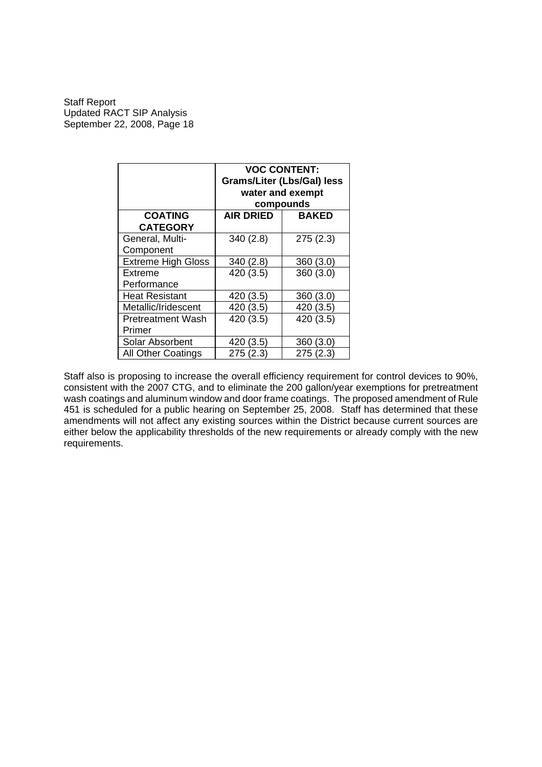| | VOC CONTENT: Grams/Liter (Lbs/Gal) less water and exempt compounds | |
|---|---|---|
| **COATING CATEGORY** | **AIR DRIED** | **BAKED** |
| General, Multi-Component | 340 (2.8) | 275 (2.3) |
| Extreme High Gloss | 340 (2.8) | 360 (3.0) |
| Extreme Performance | 420 (3.5) | 360 (3.0) |
| Heat Resistant | 420 (3.5) | 360 (3.0) |
| Metallic/Iridescent | 420 (3.5) | 420 (3.5) |
| Pretreatment Wash Primer | 420 (3.5) | 420 (3.5) |
| Solar Absorbent | 420 (3.5) | 360 (3.0) |
| All Other Coatings | 275 (2.3) | 275 (2.3) |

Staff also is proposing to increase the overall efficiency requirement for control devices to 90%, consistent with the 2007 CTG, and to eliminate the 200 gallon/year exemptions for pretreatment wash coatings and aluminum window and door frame coatings. The proposed amendment of Rule 451 is scheduled for a public hearing on September 25, 2008. Staff has determined that these amendments will not affect any existing sources within the District because current sources are either below the applicability thresholds of the new requirements or already comply with the new requirements.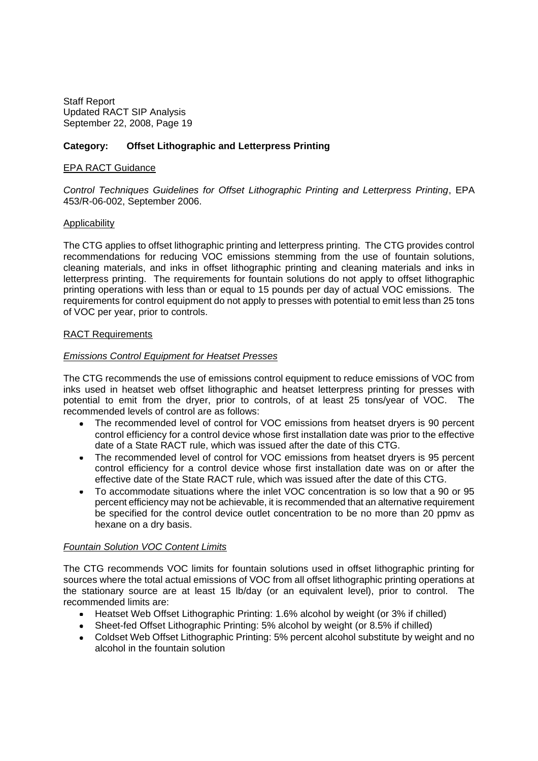**Category: Offset Lithographic and Letterpress Printing**

EPA RACT Guidance

*Control Techniques Guidelines for Offset Lithographic Printing and Letterpress Printing*, EPA 453/R-06-002, September 2006.

Applicability

The CTG applies to offset lithographic printing and letterpress printing. The CTG provides control recommendations for reducing VOC emissions stemming from the use of fountain solutions, cleaning materials, and inks in offset lithographic printing and cleaning materials and inks in letterpress printing. The requirements for fountain solutions do not apply to offset lithographic printing operations with less than or equal to 15 pounds per day of actual VOC emissions. The requirements for control equipment do not apply to presses with potential to emit less than 25 tons of VOC per year, prior to controls.

RACT Requirements

*Emissions Control Equipment for Heatset Presses*

The CTG recommends the use of emissions control equipment to reduce emissions of VOC from inks used in heatset web offset lithographic and heatset letterpress printing for presses with potential to emit from the dryer, prior to controls, of at least 25 tons/year of VOC. The recommended levels of control are as follows:

- The recommended level of control for VOC emissions from heatset dryers is 90 percent control efficiency for a control device whose first installation date was prior to the effective date of a State RACT rule, which was issued after the date of this CTG.
- The recommended level of control for VOC emissions from heatset dryers is 95 percent control efficiency for a control device whose first installation date was on or after the effective date of the State RACT rule, which was issued after the date of this CTG.
- To accommodate situations where the inlet VOC concentration is so low that a 90 or 95 percent efficiency may not be achievable, it is recommended that an alternative requirement be specified for the control device outlet concentration to be no more than 20 ppmv as hexane on a dry basis.

*Fountain Solution VOC Content Limits*

The CTG recommends VOC limits for fountain solutions used in offset lithographic printing for sources where the total actual emissions of VOC from all offset lithographic printing operations at the stationary source are at least 15 lb/day (or an equivalent level), prior to control. The recommended limits are:

- Heatset Web Offset Lithographic Printing: 1.6% alcohol by weight (or 3% if chilled)
- Sheet-fed Offset Lithographic Printing: 5% alcohol by weight (or 8.5% if chilled)
- Coldset Web Offset Lithographic Printing: 5% percent alcohol substitute by weight and no alcohol in the fountain solution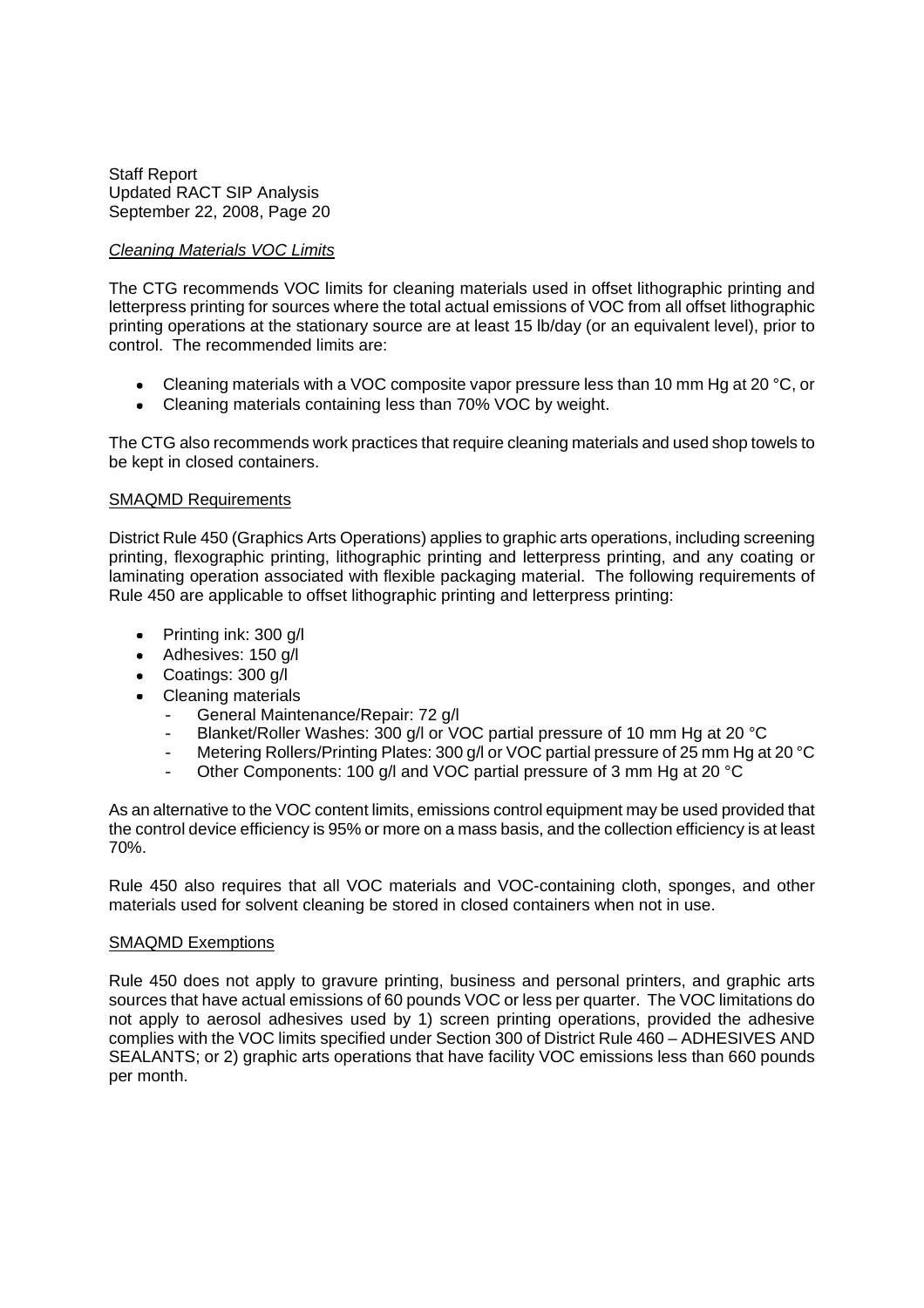*Cleaning Materials VOC Limits*

The CTG recommends VOC limits for cleaning materials used in offset lithographic printing and letterpress printing for sources where the total actual emissions of VOC from all offset lithographic printing operations at the stationary source are at least 15 lb/day (or an equivalent level), prior to control. The recommended limits are:

- Cleaning materials with a VOC composite vapor pressure less than 10 mm Hg at 20 °C, or
- Cleaning materials containing less than 70% VOC by weight.

The CTG also recommends work practices that require cleaning materials and used shop towels to be kept in closed containers.

SMAQMD Requirements

District Rule 450 (Graphics Arts Operations) applies to graphic arts operations, including screening printing, flexographic printing, lithographic printing and letterpress printing, and any coating or laminating operation associated with flexible packaging material. The following requirements of Rule 450 are applicable to offset lithographic printing and letterpress printing:

- Printing ink: 300 g/l
- Adhesives: 150 g/l
- Coatings: 300 g/l
- Cleaning materials
  - General Maintenance/Repair: 72 g/l
  - Blanket/Roller Washes: 300 g/l or VOC partial pressure of 10 mm Hg at 20 °C
  - Metering Rollers/Printing Plates: 300 g/l or VOC partial pressure of 25 mm Hg at 20 °C
  - Other Components: 100 g/l and VOC partial pressure of 3 mm Hg at 20 °C

As an alternative to the VOC content limits, emissions control equipment may be used provided that the control device efficiency is 95% or more on a mass basis, and the collection efficiency is at least 70%.

Rule 450 also requires that all VOC materials and VOC-containing cloth, sponges, and other materials used for solvent cleaning be stored in closed containers when not in use.

SMAQMD Exemptions

Rule 450 does not apply to gravure printing, business and personal printers, and graphic arts sources that have actual emissions of 60 pounds VOC or less per quarter. The VOC limitations do not apply to aerosol adhesives used by 1) screen printing operations, provided the adhesive complies with the VOC limits specified under Section 300 of District Rule 460 – ADHESIVES AND SEALANTS; or 2) graphic arts operations that have facility VOC emissions less than 660 pounds per month.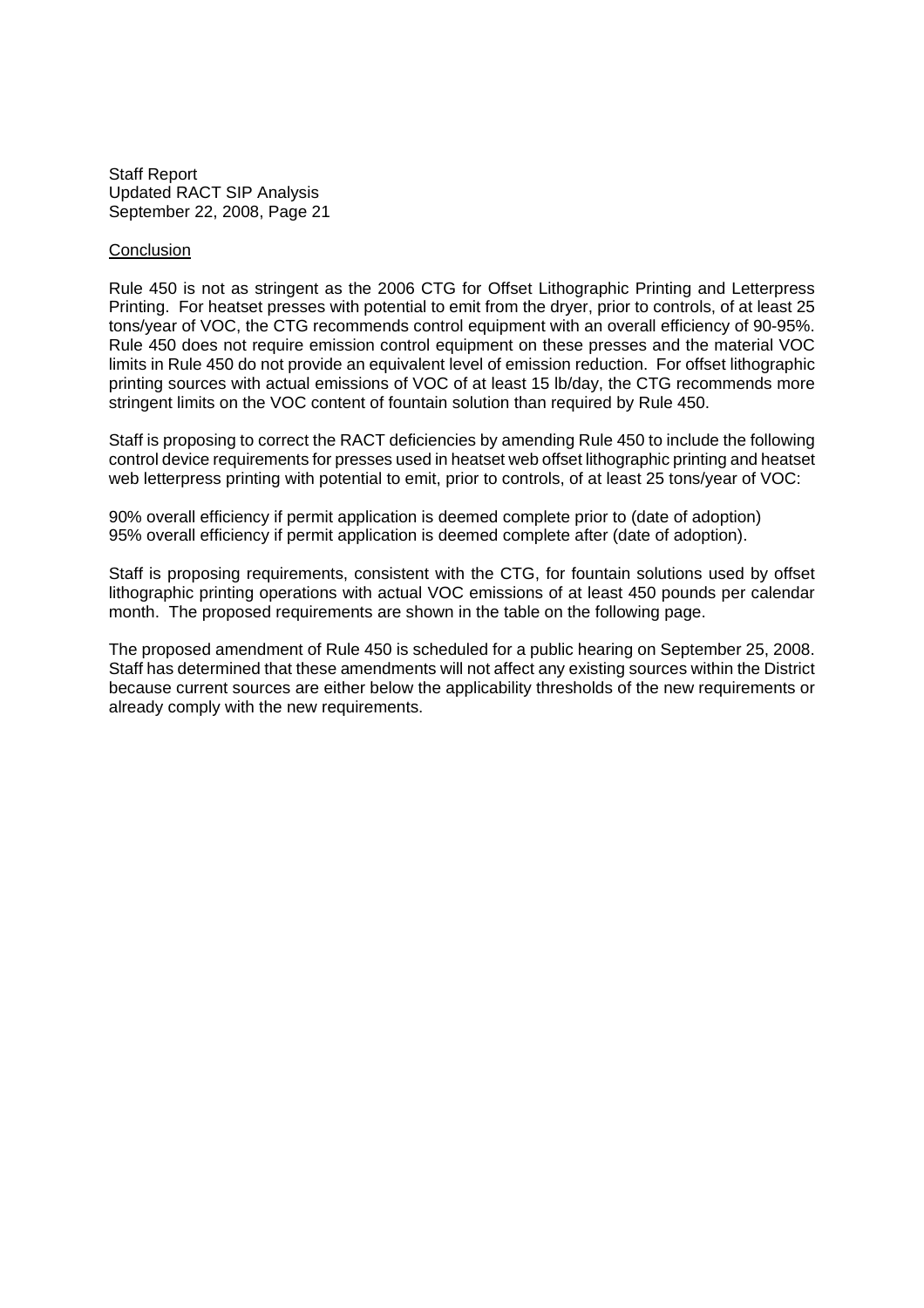Conclusion

Rule 450 is not as stringent as the 2006 CTG for Offset Lithographic Printing and Letterpress Printing. For heatset presses with potential to emit from the dryer, prior to controls, of at least 25 tons/year of VOC, the CTG recommends control equipment with an overall efficiency of 90-95%. Rule 450 does not require emission control equipment on these presses and the material VOC limits in Rule 450 do not provide an equivalent level of emission reduction. For offset lithographic printing sources with actual emissions of VOC of at least 15 lb/day, the CTG recommends more stringent limits on the VOC content of fountain solution than required by Rule 450.

Staff is proposing to correct the RACT deficiencies by amending Rule 450 to include the following control device requirements for presses used in heatset web offset lithographic printing and heatset web letterpress printing with potential to emit, prior to controls, of at least 25 tons/year of VOC:

90% overall efficiency if permit application is deemed complete prior to (date of adoption)
95% overall efficiency if permit application is deemed complete after (date of adoption).

Staff is proposing requirements, consistent with the CTG, for fountain solutions used by offset lithographic printing operations with actual VOC emissions of at least 450 pounds per calendar month. The proposed requirements are shown in the table on the following page.

The proposed amendment of Rule 450 is scheduled for a public hearing on September 25, 2008. Staff has determined that these amendments will not affect any existing sources within the District because current sources are either below the applicability thresholds of the new requirements or already comply with the new requirements.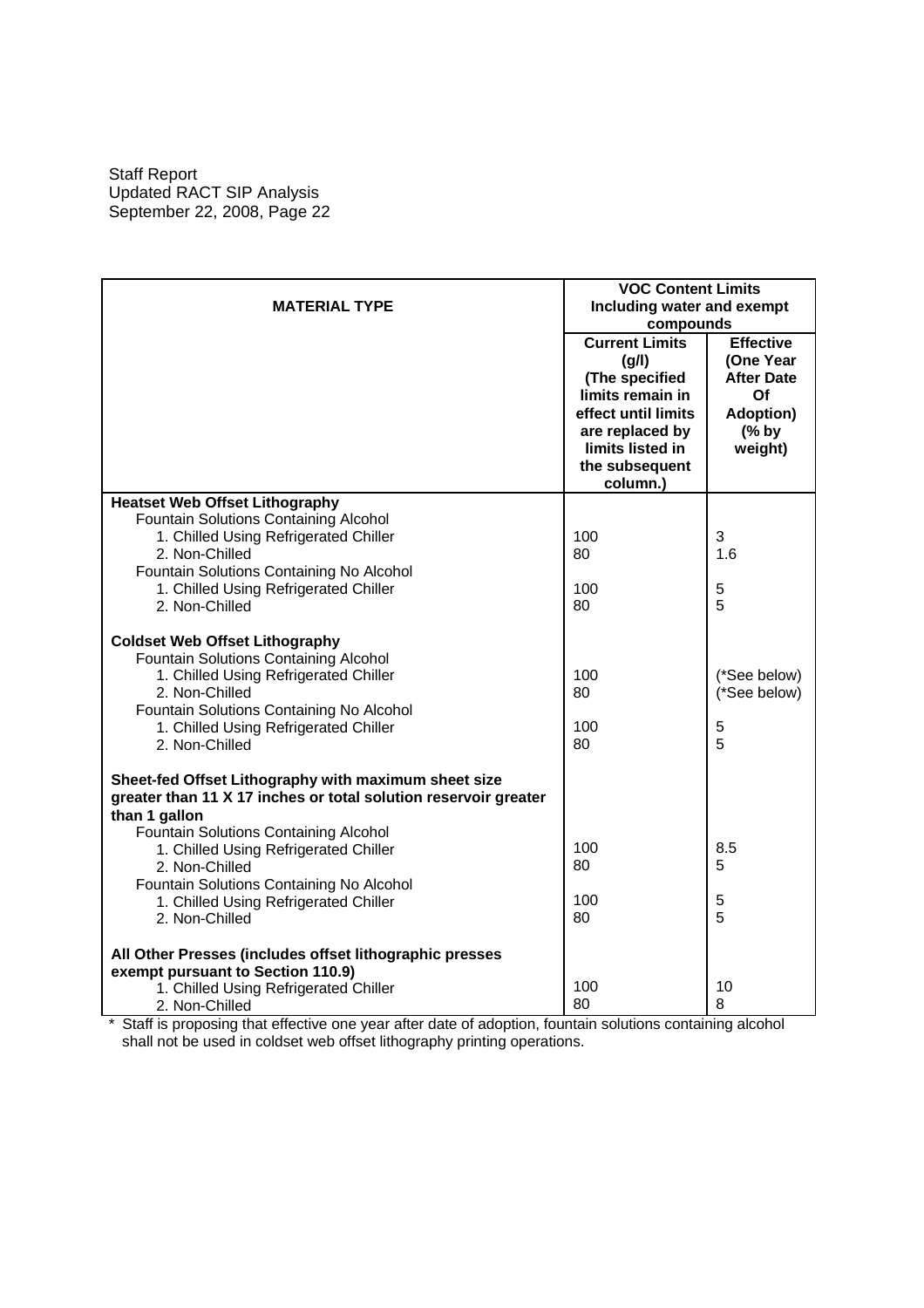| MATERIAL TYPE | VOC Content Limits Including water and exempt compounds | |
|---|---|---|
| | Current Limits (g/l) (The specified limits remain in effect until limits are replaced by limits listed in the subsequent column.) | Effective (One Year After Date Of Adoption) (% by weight) |
| **Heatset Web Offset Lithography** | | |
| Fountain Solutions Containing Alcohol | | |
| 1. Chilled Using Refrigerated Chiller | 100 | 3 |
| 2. Non-Chilled | 80 | 1.6 |
| Fountain Solutions Containing No Alcohol | | |
| 1. Chilled Using Refrigerated Chiller | 100 | 5 |
| 2. Non-Chilled | 80 | 5 |
| **Coldset Web Offset Lithography** | | |
| Fountain Solutions Containing Alcohol | | |
| 1. Chilled Using Refrigerated Chiller | 100 | (*See below) |
| 2. Non-Chilled | 80 | (*See below) |
| Fountain Solutions Containing No Alcohol | | |
| 1. Chilled Using Refrigerated Chiller | 100 | 5 |
| 2. Non-Chilled | 80 | 5 |
| **Sheet-fed Offset Lithography with maximum sheet size greater than 11 X 17 inches or total solution reservoir greater than 1 gallon** | | |
| Fountain Solutions Containing Alcohol | | |
| 1. Chilled Using Refrigerated Chiller | 100 | 8.5 |
| 2. Non-Chilled | 80 | 5 |
| Fountain Solutions Containing No Alcohol | | |
| 1. Chilled Using Refrigerated Chiller | 100 | 5 |
| 2. Non-Chilled | 80 | 5 |
| **All Other Presses (includes offset lithographic presses exempt pursuant to Section 110.9)** | | |
| 1. Chilled Using Refrigerated Chiller | 100 | 10 |
| 2. Non-Chilled | 80 | 8 |

* Staff is proposing that effective one year after date of adoption, fountain solutions containing alcohol shall not be used in coldset web offset lithography printing operations.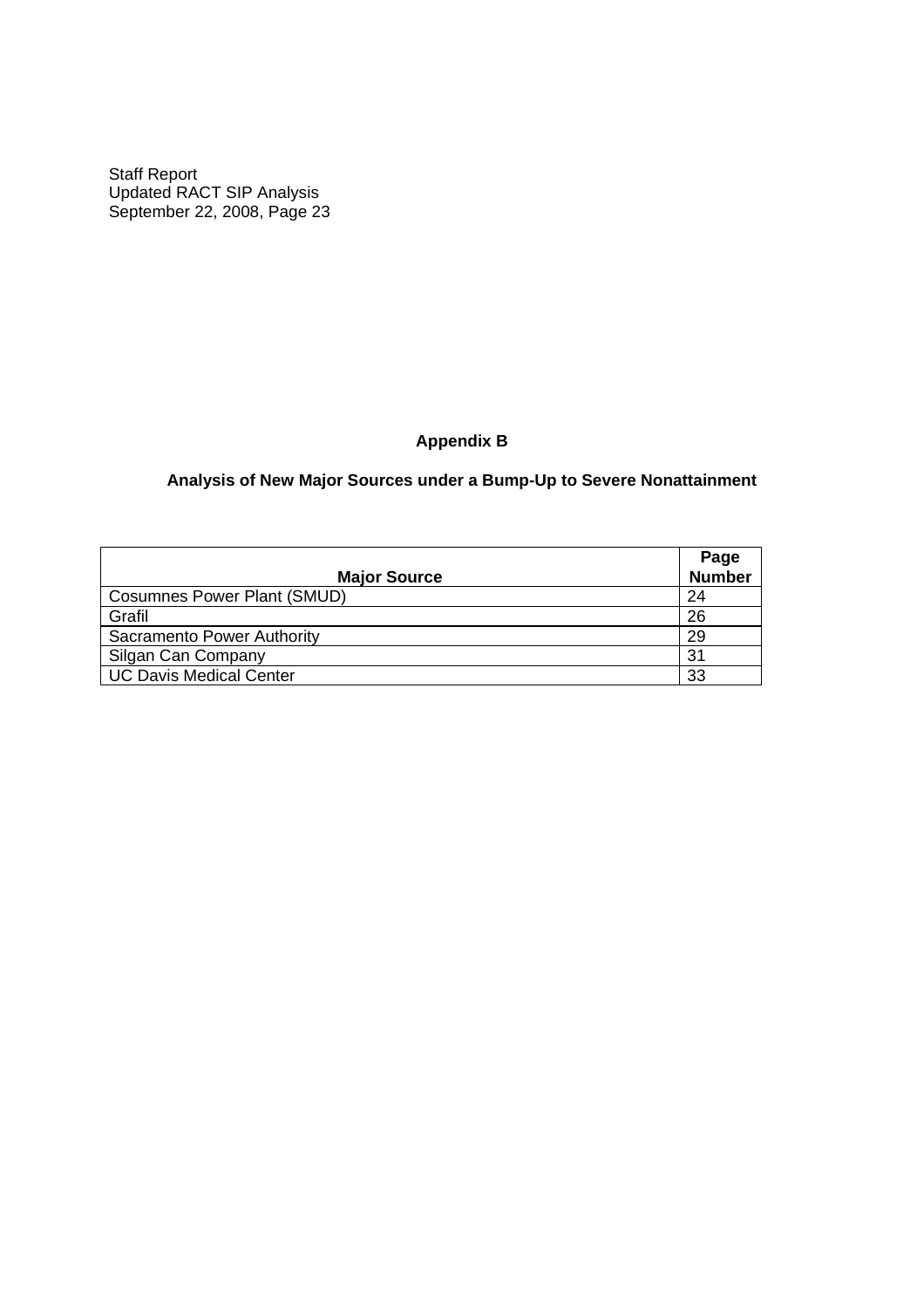## Appendix B

## Analysis of New Major Sources under a Bump-Up to Severe Nonattainment

| Major Source | Page Number |
|---|---|
| Cosumnes Power Plant (SMUD) | 24 |
| Grafil | 26 |
| Sacramento Power Authority | 29 |
| Silgan Can Company | 31 |
| UC Davis Medical Center | 33 |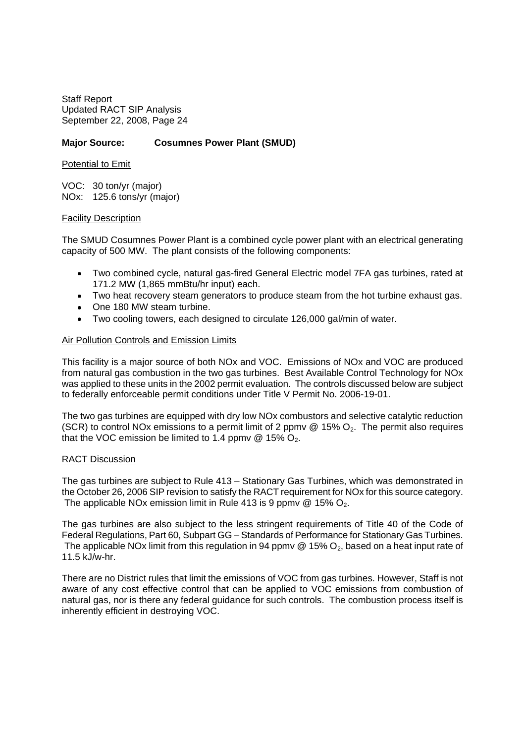**Major Source: Cosumnes Power Plant (SMUD)**

Potential to Emit

VOC: 30 ton/yr (major)
NOx: 125.6 tons/yr (major)

Facility Description

The SMUD Cosumnes Power Plant is a combined cycle power plant with an electrical generating capacity of 500 MW. The plant consists of the following components:

- Two combined cycle, natural gas-fired General Electric model 7FA gas turbines, rated at 171.2 MW (1,865 mmBtu/hr input) each.
- Two heat recovery steam generators to produce steam from the hot turbine exhaust gas.
- One 180 MW steam turbine.
- Two cooling towers, each designed to circulate 126,000 gal/min of water.

Air Pollution Controls and Emission Limits

This facility is a major source of both NOx and VOC. Emissions of NOx and VOC are produced from natural gas combustion in the two gas turbines. Best Available Control Technology for NOx was applied to these units in the 2002 permit evaluation. The controls discussed below are subject to federally enforceable permit conditions under Title V Permit No. 2006-19-01.

The two gas turbines are equipped with dry low NOx combustors and selective catalytic reduction (SCR) to control NOx emissions to a permit limit of 2 ppmv @ 15% $O_2$. The permit also requires that the VOC emission be limited to 1.4 ppmv @ 15% $O_2$.

RACT Discussion

The gas turbines are subject to Rule 413 – Stationary Gas Turbines, which was demonstrated in the October 26, 2006 SIP revision to satisfy the RACT requirement for NOx for this source category. The applicable NOx emission limit in Rule 413 is 9 ppmv @ 15% $O_2$.

The gas turbines are also subject to the less stringent requirements of Title 40 of the Code of Federal Regulations, Part 60, Subpart GG – Standards of Performance for Stationary Gas Turbines. The applicable NOx limit from this regulation in 94 ppmv @ 15% $O_2$, based on a heat input rate of 11.5 kJ/w-hr.

There are no District rules that limit the emissions of VOC from gas turbines. However, Staff is not aware of any cost effective control that can be applied to VOC emissions from combustion of natural gas, nor is there any federal guidance for such controls. The combustion process itself is inherently efficient in destroying VOC.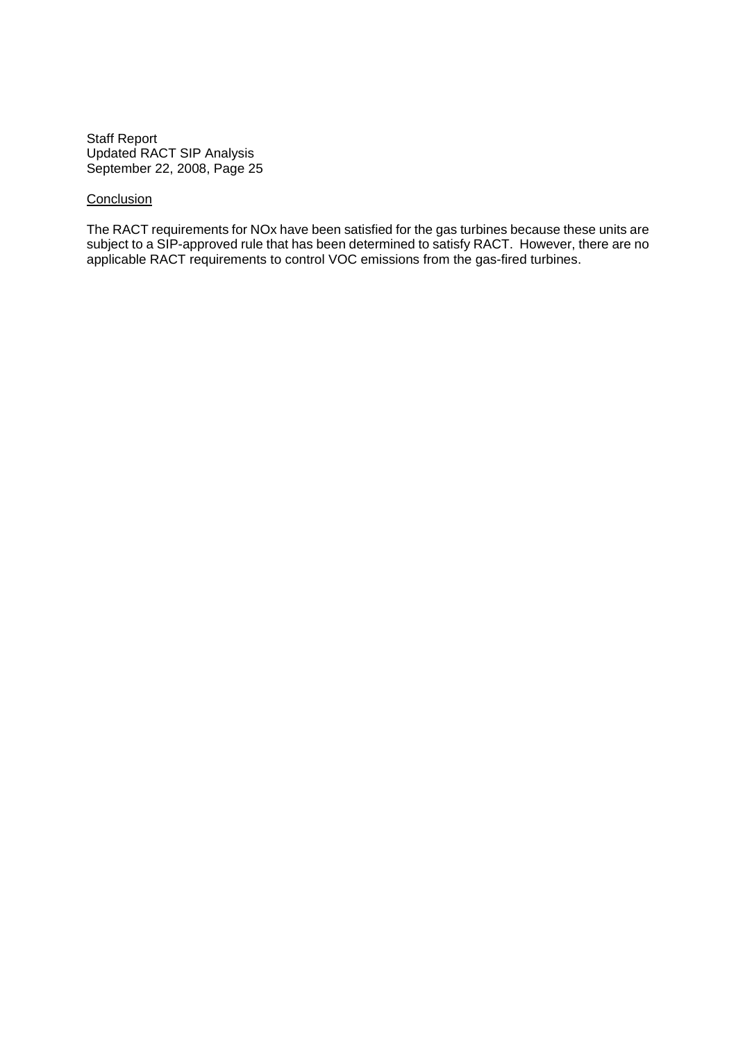Conclusion

The RACT requirements for NOx have been satisfied for the gas turbines because these units are subject to a SIP-approved rule that has been determined to satisfy RACT. However, there are no applicable RACT requirements to control VOC emissions from the gas-fired turbines.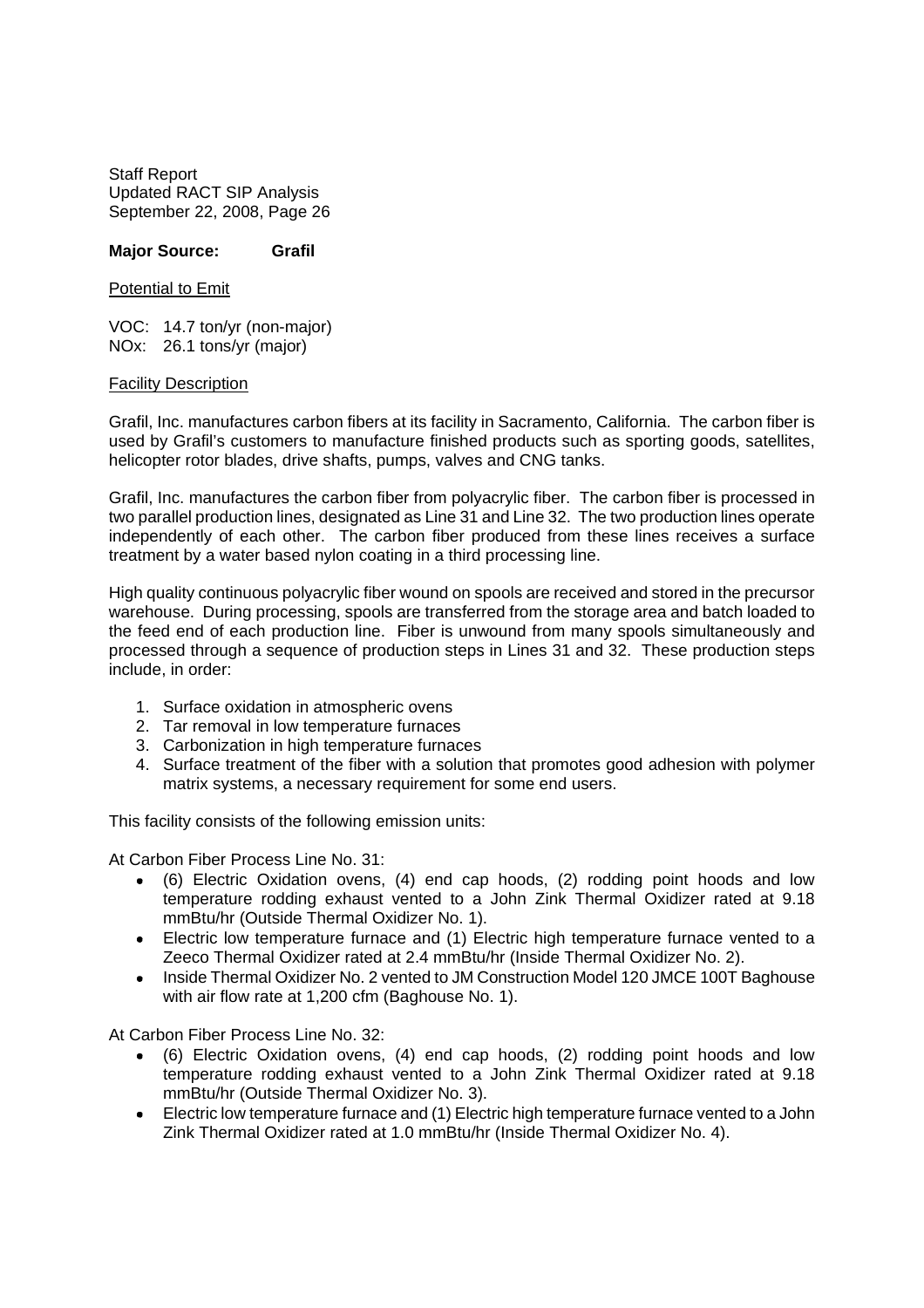**Major Source: Grafil**

Potential to Emit

VOC: 14.7 ton/yr (non-major)
NOx: 26.1 tons/yr (major)

Facility Description

Grafil, Inc. manufactures carbon fibers at its facility in Sacramento, California. The carbon fiber is used by Grafil's customers to manufacture finished products such as sporting goods, satellites, helicopter rotor blades, drive shafts, pumps, valves and CNG tanks.

Grafil, Inc. manufactures the carbon fiber from polyacrylic fiber. The carbon fiber is processed in two parallel production lines, designated as Line 31 and Line 32. The two production lines operate independently of each other. The carbon fiber produced from these lines receives a surface treatment by a water based nylon coating in a third processing line.

High quality continuous polyacrylic fiber wound on spools are received and stored in the precursor warehouse. During processing, spools are transferred from the storage area and batch loaded to the feed end of each production line. Fiber is unwound from many spools simultaneously and processed through a sequence of production steps in Lines 31 and 32. These production steps include, in order:

1. Surface oxidation in atmospheric ovens
2. Tar removal in low temperature furnaces
3. Carbonization in high temperature furnaces
4. Surface treatment of the fiber with a solution that promotes good adhesion with polymer matrix systems, a necessary requirement for some end users.

This facility consists of the following emission units:

At Carbon Fiber Process Line No. 31:

- (6) Electric Oxidation ovens, (4) end cap hoods, (2) rodding point hoods and low temperature rodding exhaust vented to a John Zink Thermal Oxidizer rated at 9.18 mmBtu/hr (Outside Thermal Oxidizer No. 1).
- Electric low temperature furnace and (1) Electric high temperature furnace vented to a Zeeco Thermal Oxidizer rated at 2.4 mmBtu/hr (Inside Thermal Oxidizer No. 2).
- Inside Thermal Oxidizer No. 2 vented to JM Construction Model 120 JMCE 100T Baghouse with air flow rate at 1,200 cfm (Baghouse No. 1).

At Carbon Fiber Process Line No. 32:

- (6) Electric Oxidation ovens, (4) end cap hoods, (2) rodding point hoods and low temperature rodding exhaust vented to a John Zink Thermal Oxidizer rated at 9.18 mmBtu/hr (Outside Thermal Oxidizer No. 3).
- Electric low temperature furnace and (1) Electric high temperature furnace vented to a John Zink Thermal Oxidizer rated at 1.0 mmBtu/hr (Inside Thermal Oxidizer No. 4).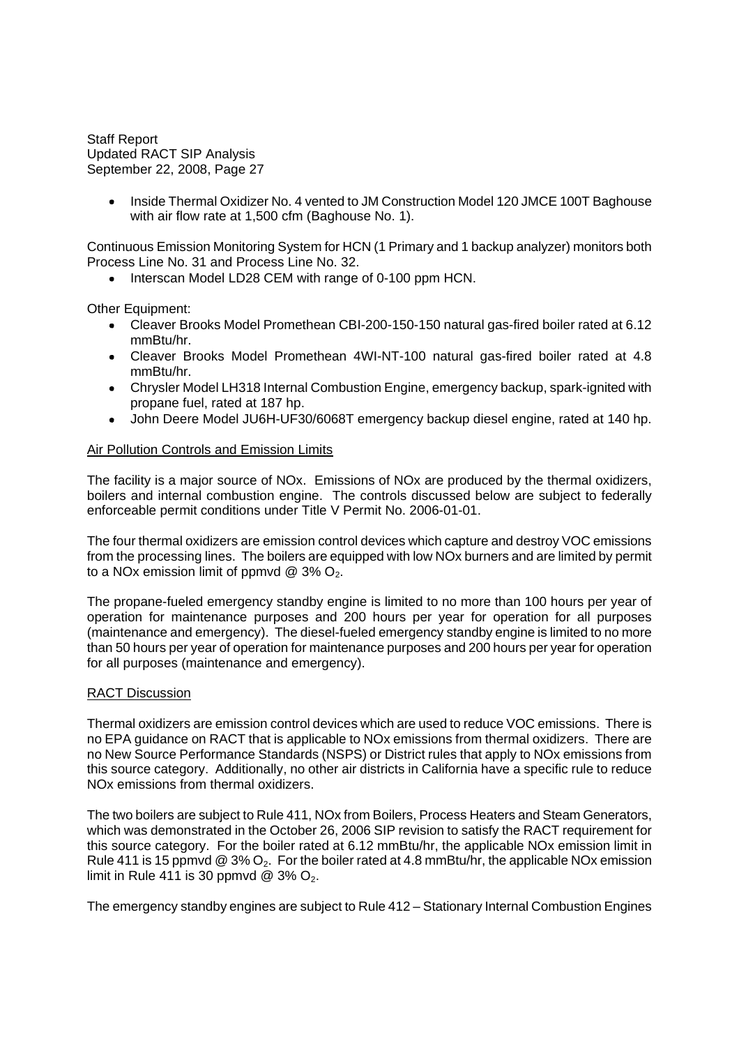- Inside Thermal Oxidizer No. 4 vented to JM Construction Model 120 JMCE 100T Baghouse with air flow rate at 1,500 cfm (Baghouse No. 1).

Continuous Emission Monitoring System for HCN (1 Primary and 1 backup analyzer) monitors both Process Line No. 31 and Process Line No. 32.

- Interscan Model LD28 CEM with range of 0-100 ppm HCN.

Other Equipment:

- Cleaver Brooks Model Promethean CBI-200-150-150 natural gas-fired boiler rated at 6.12 mmBtu/hr.
- Cleaver Brooks Model Promethean 4WI-NT-100 natural gas-fired boiler rated at 4.8 mmBtu/hr.
- Chrysler Model LH318 Internal Combustion Engine, emergency backup, spark-ignited with propane fuel, rated at 187 hp.
- John Deere Model JU6H-UF30/6068T emergency backup diesel engine, rated at 140 hp.

Air Pollution Controls and Emission Limits

The facility is a major source of NOx. Emissions of NOx are produced by the thermal oxidizers, boilers and internal combustion engine. The controls discussed below are subject to federally enforceable permit conditions under Title V Permit No. 2006-01-01.

The four thermal oxidizers are emission control devices which capture and destroy VOC emissions from the processing lines. The boilers are equipped with low NOx burners and are limited by permit to a NOx emission limit of ppmvd @ 3% $O_2$.

The propane-fueled emergency standby engine is limited to no more than 100 hours per year of operation for maintenance purposes and 200 hours per year for operation for all purposes (maintenance and emergency). The diesel-fueled emergency standby engine is limited to no more than 50 hours per year of operation for maintenance purposes and 200 hours per year for operation for all purposes (maintenance and emergency).

RACT Discussion

Thermal oxidizers are emission control devices which are used to reduce VOC emissions. There is no EPA guidance on RACT that is applicable to NOx emissions from thermal oxidizers. There are no New Source Performance Standards (NSPS) or District rules that apply to NOx emissions from this source category. Additionally, no other air districts in California have a specific rule to reduce NOx emissions from thermal oxidizers.

The two boilers are subject to Rule 411, NOx from Boilers, Process Heaters and Steam Generators, which was demonstrated in the October 26, 2006 SIP revision to satisfy the RACT requirement for this source category. For the boiler rated at 6.12 mmBtu/hr, the applicable NOx emission limit in Rule 411 is 15 ppmvd @ 3% $O_2$. For the boiler rated at 4.8 mmBtu/hr, the applicable NOx emission limit in Rule 411 is 30 ppmvd @ 3% $O_2$.

The emergency standby engines are subject to Rule 412 – Stationary Internal Combustion Engines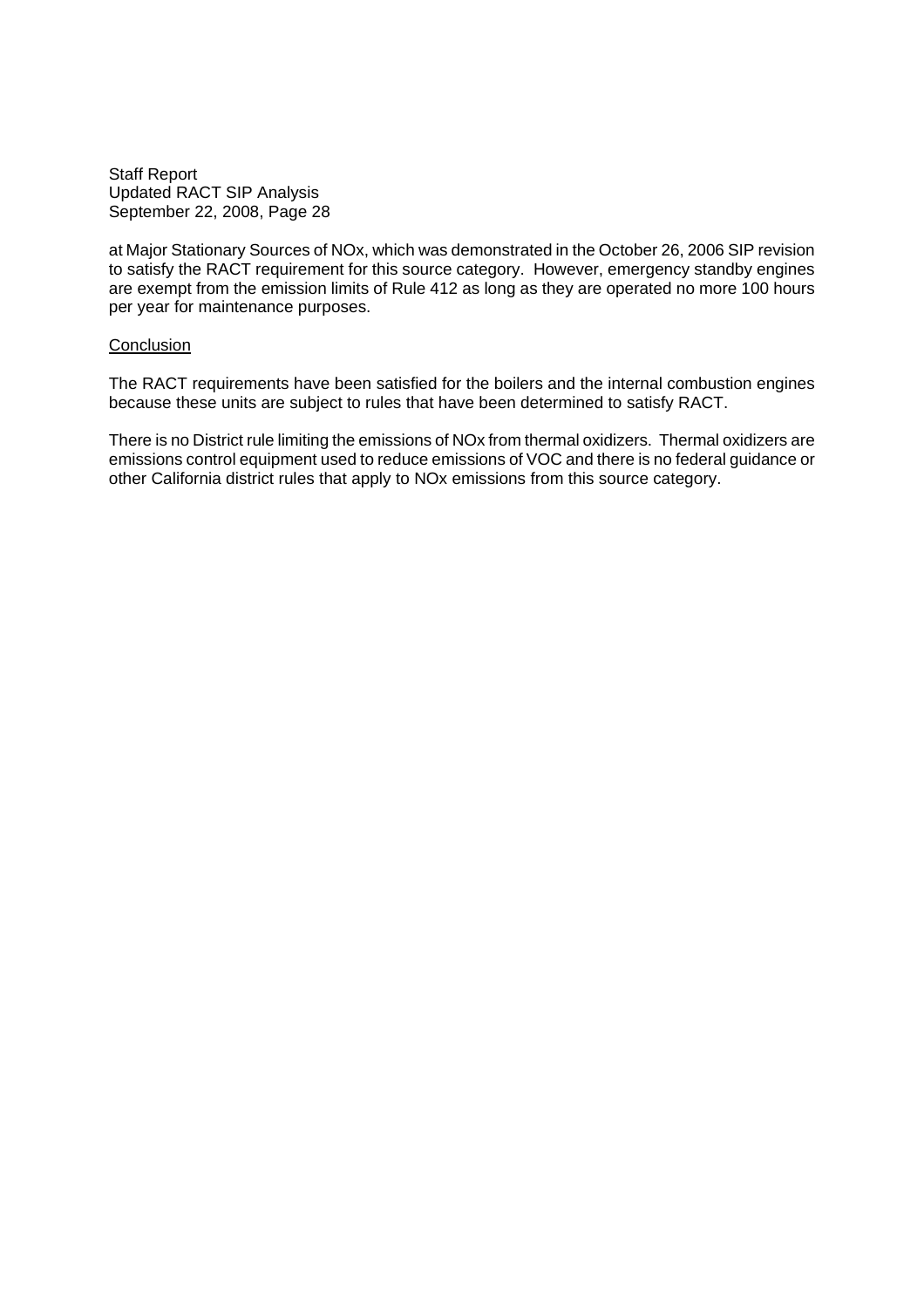at Major Stationary Sources of NOx, which was demonstrated in the October 26, 2006 SIP revision to satisfy the RACT requirement for this source category. However, emergency standby engines are exempt from the emission limits of Rule 412 as long as they are operated no more 100 hours per year for maintenance purposes.

Conclusion

The RACT requirements have been satisfied for the boilers and the internal combustion engines because these units are subject to rules that have been determined to satisfy RACT.

There is no District rule limiting the emissions of NOx from thermal oxidizers. Thermal oxidizers are emissions control equipment used to reduce emissions of VOC and there is no federal guidance or other California district rules that apply to NOx emissions from this source category.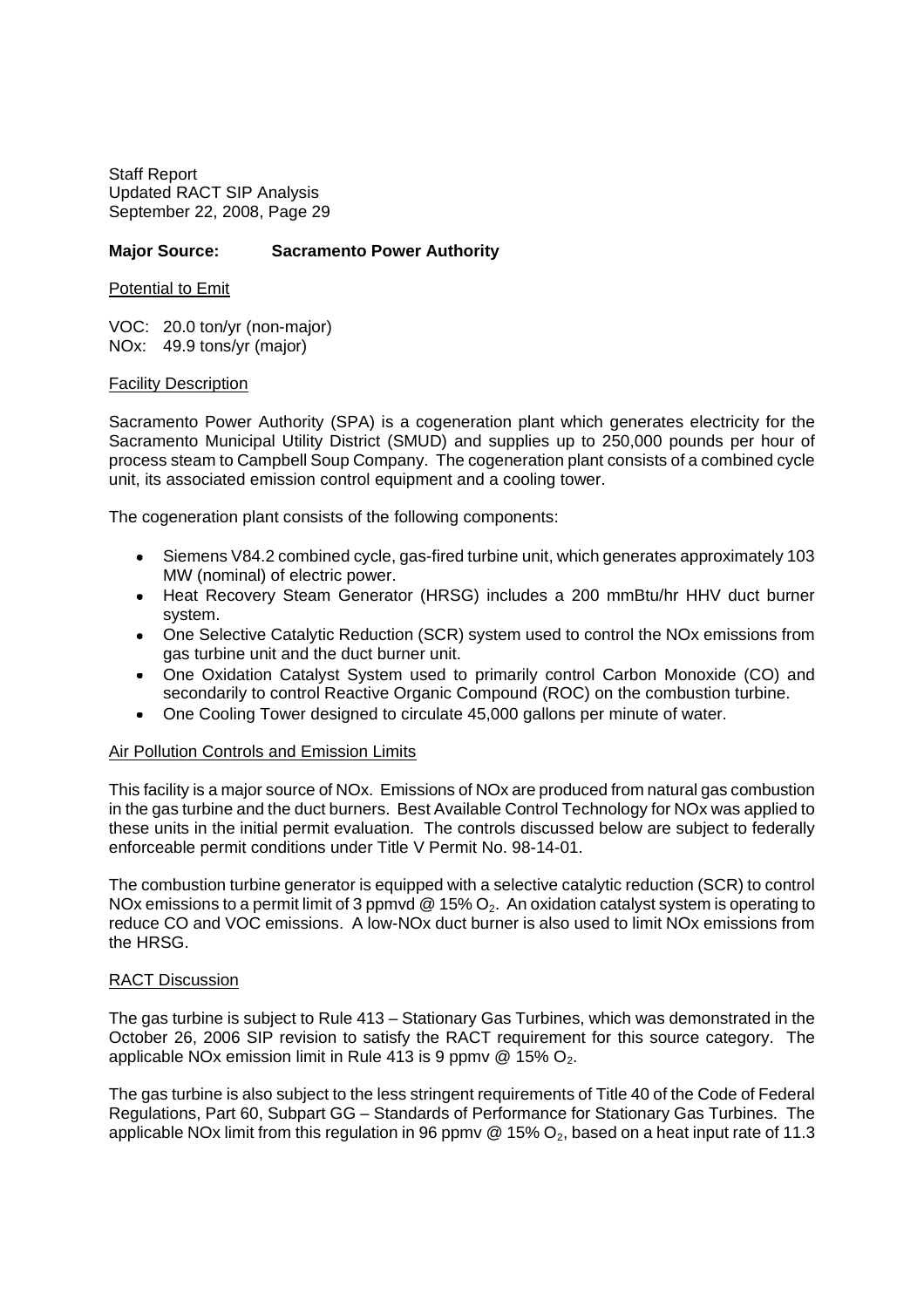**Major Source: Sacramento Power Authority**

Potential to Emit

VOC: 20.0 ton/yr (non-major)
NOx: 49.9 tons/yr (major)

Facility Description

Sacramento Power Authority (SPA) is a cogeneration plant which generates electricity for the Sacramento Municipal Utility District (SMUD) and supplies up to 250,000 pounds per hour of process steam to Campbell Soup Company. The cogeneration plant consists of a combined cycle unit, its associated emission control equipment and a cooling tower.

The cogeneration plant consists of the following components:

- Siemens V84.2 combined cycle, gas-fired turbine unit, which generates approximately 103 MW (nominal) of electric power.
- Heat Recovery Steam Generator (HRSG) includes a 200 mmBtu/hr HHV duct burner system.
- One Selective Catalytic Reduction (SCR) system used to control the NOx emissions from gas turbine unit and the duct burner unit.
- One Oxidation Catalyst System used to primarily control Carbon Monoxide (CO) and secondarily to control Reactive Organic Compound (ROC) on the combustion turbine.
- One Cooling Tower designed to circulate 45,000 gallons per minute of water.

Air Pollution Controls and Emission Limits

This facility is a major source of NOx. Emissions of NOx are produced from natural gas combustion in the gas turbine and the duct burners. Best Available Control Technology for NOx was applied to these units in the initial permit evaluation. The controls discussed below are subject to federally enforceable permit conditions under Title V Permit No. 98-14-01.

The combustion turbine generator is equipped with a selective catalytic reduction (SCR) to control NOx emissions to a permit limit of 3 ppmvd @ 15% $O_2$. An oxidation catalyst system is operating to reduce CO and VOC emissions. A low-NOx duct burner is also used to limit NOx emissions from the HRSG.

RACT Discussion

The gas turbine is subject to Rule 413 – Stationary Gas Turbines, which was demonstrated in the October 26, 2006 SIP revision to satisfy the RACT requirement for this source category. The applicable NOx emission limit in Rule 413 is 9 ppmv @ 15% $O_2$.

The gas turbine is also subject to the less stringent requirements of Title 40 of the Code of Federal Regulations, Part 60, Subpart GG – Standards of Performance for Stationary Gas Turbines. The applicable NOx limit from this regulation in 96 ppmv @ 15% $O_2$, based on a heat input rate of 11.3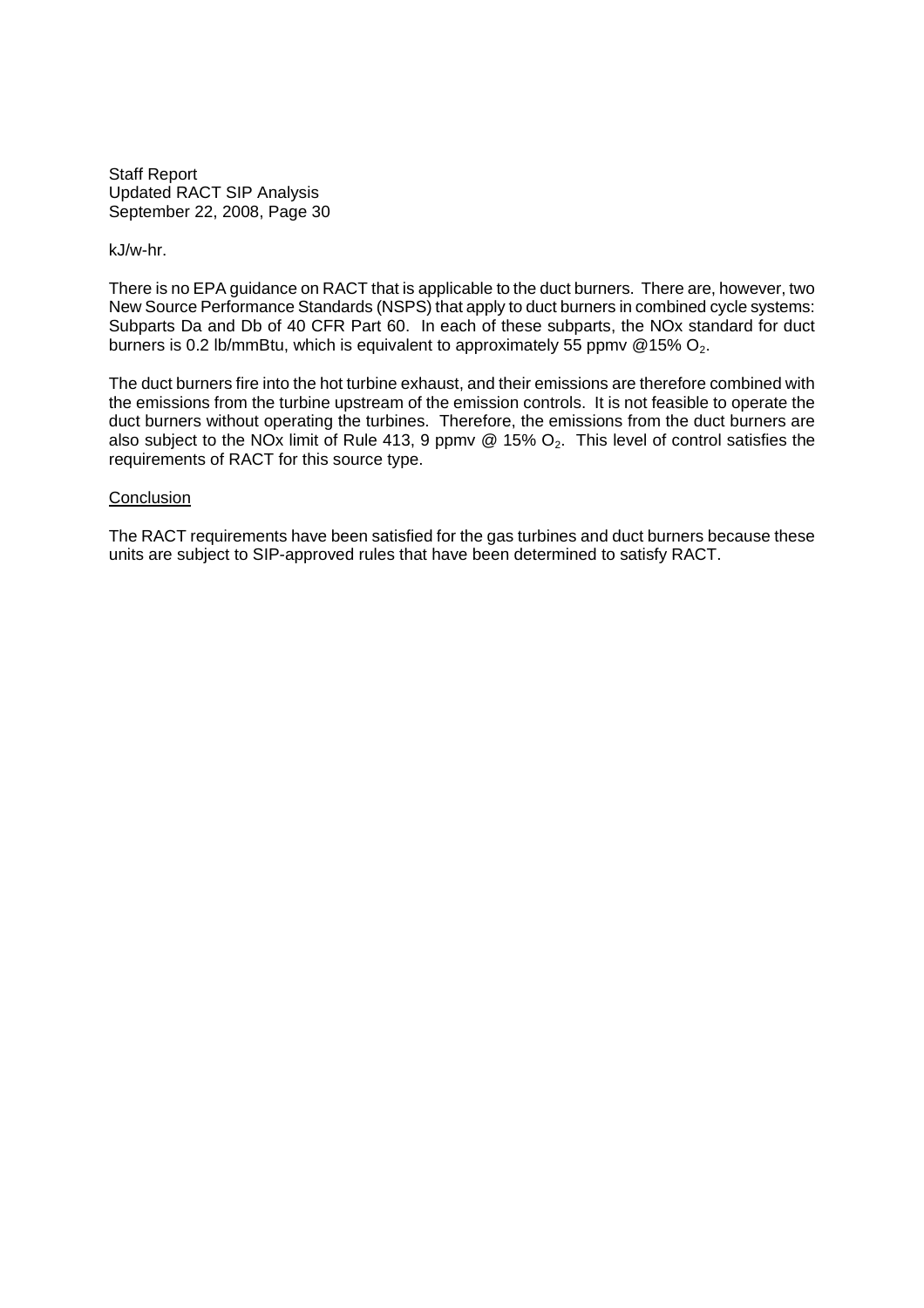kJ/w-hr.

There is no EPA guidance on RACT that is applicable to the duct burners. There are, however, two New Source Performance Standards (NSPS) that apply to duct burners in combined cycle systems: Subparts Da and Db of 40 CFR Part 60. In each of these subparts, the NOx standard for duct burners is 0.2 lb/mmBtu, which is equivalent to approximately 55 ppmv @15% $O_2$.

The duct burners fire into the hot turbine exhaust, and their emissions are therefore combined with the emissions from the turbine upstream of the emission controls. It is not feasible to operate the duct burners without operating the turbines. Therefore, the emissions from the duct burners are also subject to the NOx limit of Rule 413, 9 ppmv @ 15% $O_2$. This level of control satisfies the requirements of RACT for this source type.

<u>Conclusion</u>

The RACT requirements have been satisfied for the gas turbines and duct burners because these units are subject to SIP-approved rules that have been determined to satisfy RACT.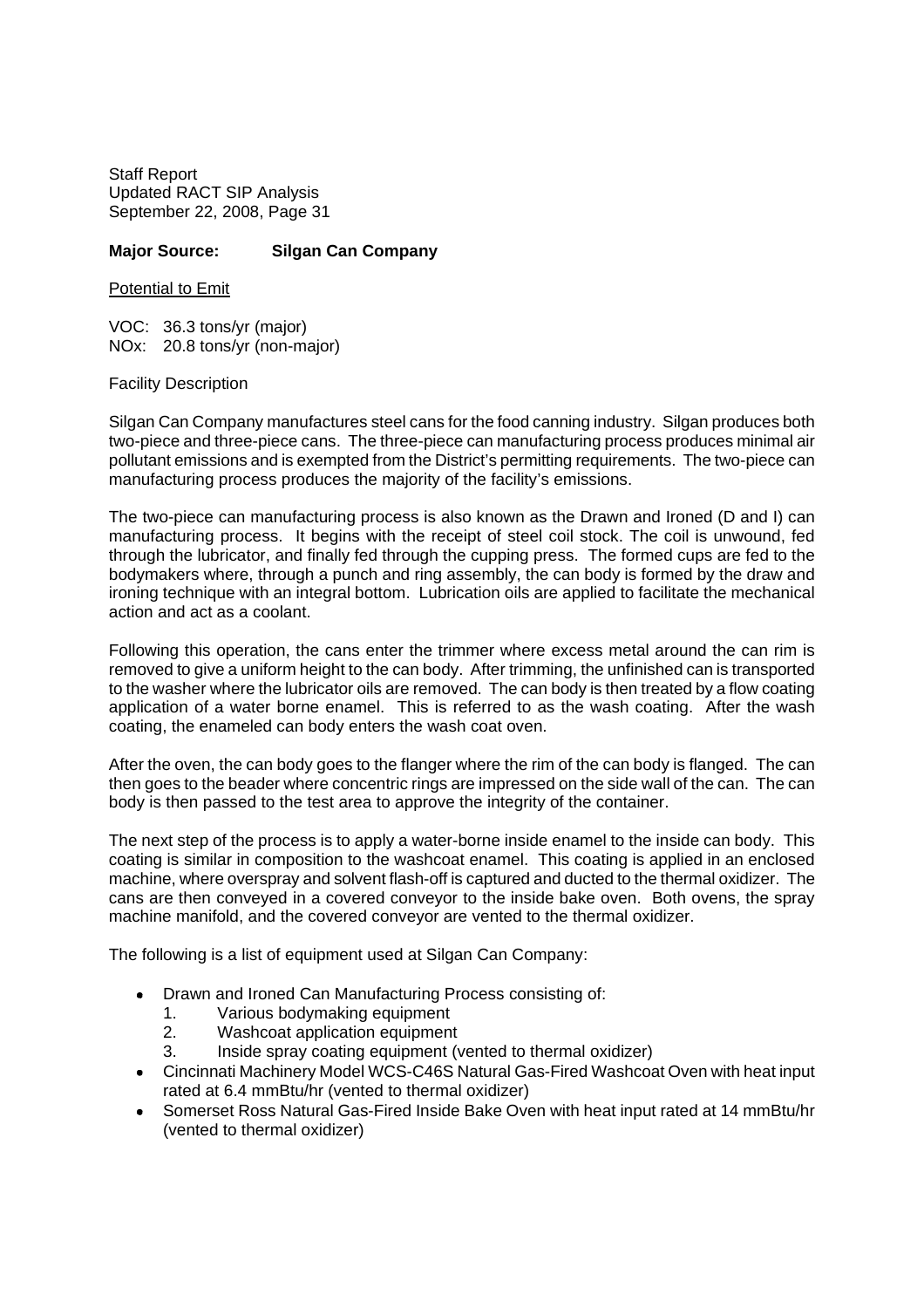**Major Source: Silgan Can Company**

Potential to Emit

VOC: 36.3 tons/yr (major)
NOx: 20.8 tons/yr (non-major)

Facility Description

Silgan Can Company manufactures steel cans for the food canning industry. Silgan produces both two-piece and three-piece cans. The three-piece can manufacturing process produces minimal air pollutant emissions and is exempted from the District's permitting requirements. The two-piece can manufacturing process produces the majority of the facility's emissions.

The two-piece can manufacturing process is also known as the Drawn and Ironed (D and I) can manufacturing process. It begins with the receipt of steel coil stock. The coil is unwound, fed through the lubricator, and finally fed through the cupping press. The formed cups are fed to the bodymakers where, through a punch and ring assembly, the can body is formed by the draw and ironing technique with an integral bottom. Lubrication oils are applied to facilitate the mechanical action and act as a coolant.

Following this operation, the cans enter the trimmer where excess metal around the can rim is removed to give a uniform height to the can body. After trimming, the unfinished can is transported to the washer where the lubricator oils are removed. The can body is then treated by a flow coating application of a water borne enamel. This is referred to as the wash coating. After the wash coating, the enameled can body enters the wash coat oven.

After the oven, the can body goes to the flanger where the rim of the can body is flanged. The can then goes to the beader where concentric rings are impressed on the side wall of the can. The can body is then passed to the test area to approve the integrity of the container.

The next step of the process is to apply a water-borne inside enamel to the inside can body. This coating is similar in composition to the washcoat enamel. This coating is applied in an enclosed machine, where overspray and solvent flash-off is captured and ducted to the thermal oxidizer. The cans are then conveyed in a covered conveyor to the inside bake oven. Both ovens, the spray machine manifold, and the covered conveyor are vented to the thermal oxidizer.

The following is a list of equipment used at Silgan Can Company:

- Drawn and Ironed Can Manufacturing Process consisting of:
  1. Various bodymaking equipment
  2. Washcoat application equipment
  3. Inside spray coating equipment (vented to thermal oxidizer)
- Cincinnati Machinery Model WCS-C46S Natural Gas-Fired Washcoat Oven with heat input rated at 6.4 mmBtu/hr (vented to thermal oxidizer)
- Somerset Ross Natural Gas-Fired Inside Bake Oven with heat input rated at 14 mmBtu/hr (vented to thermal oxidizer)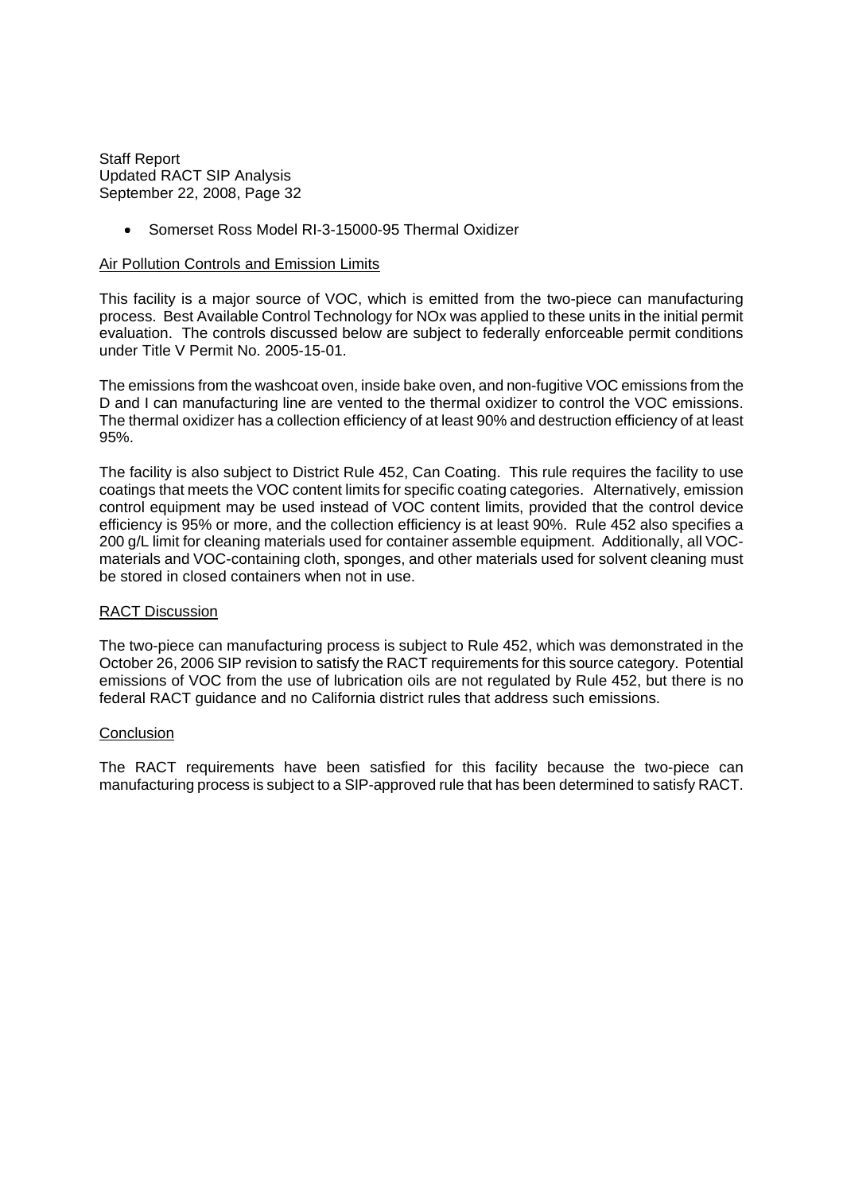- Somerset Ross Model RI-3-15000-95 Thermal Oxidizer

## Air Pollution Controls and Emission Limits

This facility is a major source of VOC, which is emitted from the two-piece can manufacturing process. Best Available Control Technology for NOx was applied to these units in the initial permit evaluation. The controls discussed below are subject to federally enforceable permit conditions under Title V Permit No. 2005-15-01.

The emissions from the washcoat oven, inside bake oven, and non-fugitive VOC emissions from the D and I can manufacturing line are vented to the thermal oxidizer to control the VOC emissions. The thermal oxidizer has a collection efficiency of at least 90% and destruction efficiency of at least 95%.

The facility is also subject to District Rule 452, Can Coating. This rule requires the facility to use coatings that meets the VOC content limits for specific coating categories. Alternatively, emission control equipment may be used instead of VOC content limits, provided that the control device efficiency is 95% or more, and the collection efficiency is at least 90%. Rule 452 also specifies a 200 g/L limit for cleaning materials used for container assemble equipment. Additionally, all VOC-materials and VOC-containing cloth, sponges, and other materials used for solvent cleaning must be stored in closed containers when not in use.

## RACT Discussion

The two-piece can manufacturing process is subject to Rule 452, which was demonstrated in the October 26, 2006 SIP revision to satisfy the RACT requirements for this source category. Potential emissions of VOC from the use of lubrication oils are not regulated by Rule 452, but there is no federal RACT guidance and no California district rules that address such emissions.

## Conclusion

The RACT requirements have been satisfied for this facility because the two-piece can manufacturing process is subject to a SIP-approved rule that has been determined to satisfy RACT.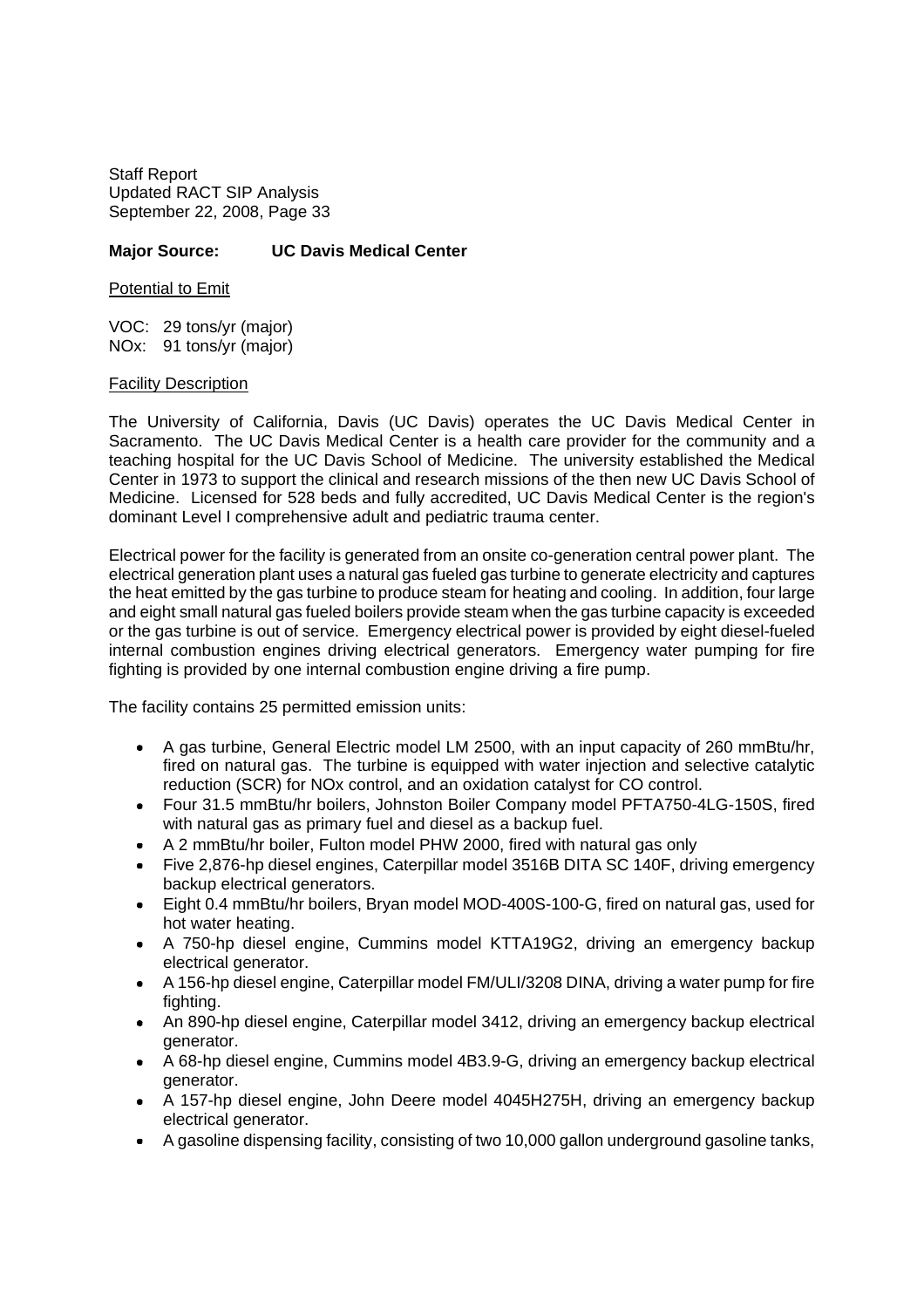**Major Source: UC Davis Medical Center**

Potential to Emit

VOC: 29 tons/yr (major)
NOx: 91 tons/yr (major)

Facility Description

The University of California, Davis (UC Davis) operates the UC Davis Medical Center in Sacramento. The UC Davis Medical Center is a health care provider for the community and a teaching hospital for the UC Davis School of Medicine. The university established the Medical Center in 1973 to support the clinical and research missions of the then new UC Davis School of Medicine. Licensed for 528 beds and fully accredited, UC Davis Medical Center is the region's dominant Level I comprehensive adult and pediatric trauma center.

Electrical power for the facility is generated from an onsite co-generation central power plant. The electrical generation plant uses a natural gas fueled gas turbine to generate electricity and captures the heat emitted by the gas turbine to produce steam for heating and cooling. In addition, four large and eight small natural gas fueled boilers provide steam when the gas turbine capacity is exceeded or the gas turbine is out of service. Emergency electrical power is provided by eight diesel-fueled internal combustion engines driving electrical generators. Emergency water pumping for fire fighting is provided by one internal combustion engine driving a fire pump.

The facility contains 25 permitted emission units:

- A gas turbine, General Electric model LM 2500, with an input capacity of 260 mmBtu/hr, fired on natural gas. The turbine is equipped with water injection and selective catalytic reduction (SCR) for NOx control, and an oxidation catalyst for CO control.
- Four 31.5 mmBtu/hr boilers, Johnston Boiler Company model PFTA750-4LG-150S, fired with natural gas as primary fuel and diesel as a backup fuel.
- A 2 mmBtu/hr boiler, Fulton model PHW 2000, fired with natural gas only
- Five 2,876-hp diesel engines, Caterpillar model 3516B DITA SC 140F, driving emergency backup electrical generators.
- Eight 0.4 mmBtu/hr boilers, Bryan model MOD-400S-100-G, fired on natural gas, used for hot water heating.
- A 750-hp diesel engine, Cummins model KTTA19G2, driving an emergency backup electrical generator.
- A 156-hp diesel engine, Caterpillar model FM/ULI/3208 DINA, driving a water pump for fire fighting.
- An 890-hp diesel engine, Caterpillar model 3412, driving an emergency backup electrical generator.
- A 68-hp diesel engine, Cummins model 4B3.9-G, driving an emergency backup electrical generator.
- A 157-hp diesel engine, John Deere model 4045H275H, driving an emergency backup electrical generator.
- A gasoline dispensing facility, consisting of two 10,000 gallon underground gasoline tanks,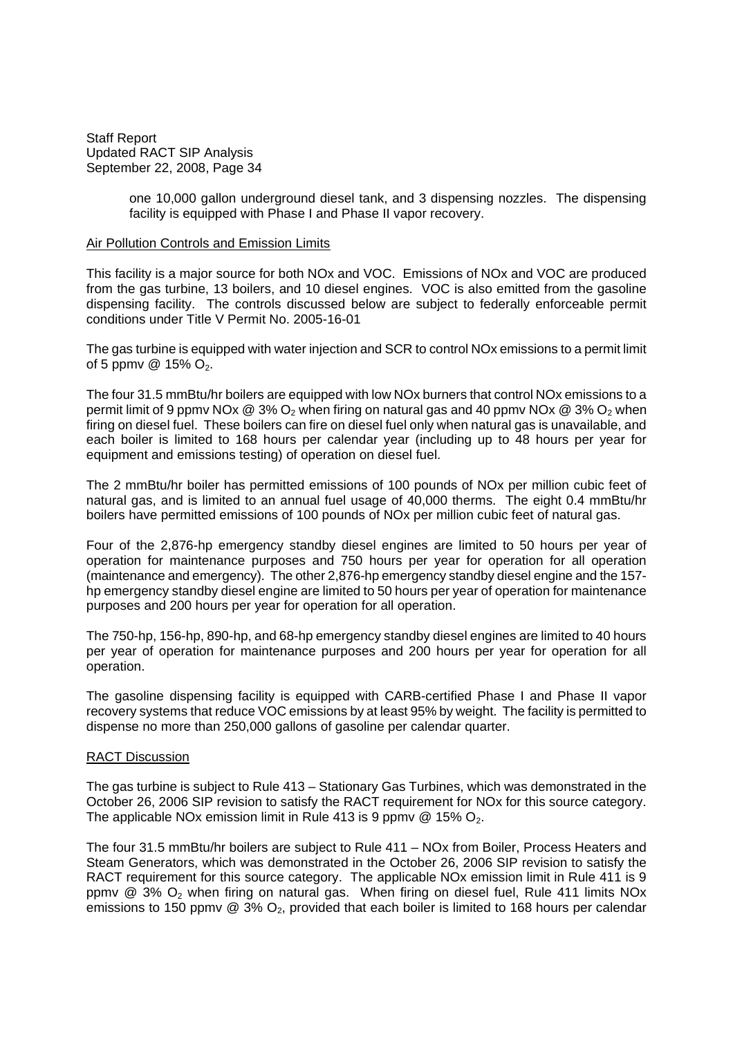one 10,000 gallon underground diesel tank, and 3 dispensing nozzles. The dispensing facility is equipped with Phase I and Phase II vapor recovery.

Air Pollution Controls and Emission Limits

This facility is a major source for both NOx and VOC. Emissions of NOx and VOC are produced from the gas turbine, 13 boilers, and 10 diesel engines. VOC is also emitted from the gasoline dispensing facility. The controls discussed below are subject to federally enforceable permit conditions under Title V Permit No. 2005-16-01

The gas turbine is equipped with water injection and SCR to control NOx emissions to a permit limit of 5 ppmv @ 15% $O_2$.

The four 31.5 mmBtu/hr boilers are equipped with low NOx burners that control NOx emissions to a permit limit of 9 ppmv NOx @ 3% $O_2$ when firing on natural gas and 40 ppmv NOx @ 3% $O_2$ when firing on diesel fuel. These boilers can fire on diesel fuel only when natural gas is unavailable, and each boiler is limited to 168 hours per calendar year (including up to 48 hours per year for equipment and emissions testing) of operation on diesel fuel.

The 2 mmBtu/hr boiler has permitted emissions of 100 pounds of NOx per million cubic feet of natural gas, and is limited to an annual fuel usage of 40,000 therms. The eight 0.4 mmBtu/hr boilers have permitted emissions of 100 pounds of NOx per million cubic feet of natural gas.

Four of the 2,876-hp emergency standby diesel engines are limited to 50 hours per year of operation for maintenance purposes and 750 hours per year for operation for all operation (maintenance and emergency). The other 2,876-hp emergency standby diesel engine and the 157-hp emergency standby diesel engine are limited to 50 hours per year of operation for maintenance purposes and 200 hours per year for operation for all operation.

The 750-hp, 156-hp, 890-hp, and 68-hp emergency standby diesel engines are limited to 40 hours per year of operation for maintenance purposes and 200 hours per year for operation for all operation.

The gasoline dispensing facility is equipped with CARB-certified Phase I and Phase II vapor recovery systems that reduce VOC emissions by at least 95% by weight. The facility is permitted to dispense no more than 250,000 gallons of gasoline per calendar quarter.

RACT Discussion

The gas turbine is subject to Rule 413 – Stationary Gas Turbines, which was demonstrated in the October 26, 2006 SIP revision to satisfy the RACT requirement for NOx for this source category. The applicable NOx emission limit in Rule 413 is 9 ppmv @ 15% $O_2$.

The four 31.5 mmBtu/hr boilers are subject to Rule 411 – NOx from Boiler, Process Heaters and Steam Generators, which was demonstrated in the October 26, 2006 SIP revision to satisfy the RACT requirement for this source category. The applicable NOx emission limit in Rule 411 is 9 ppmv @ 3% $O_2$ when firing on natural gas. When firing on diesel fuel, Rule 411 limits NOx emissions to 150 ppmv @ 3% $O_2$, provided that each boiler is limited to 168 hours per calendar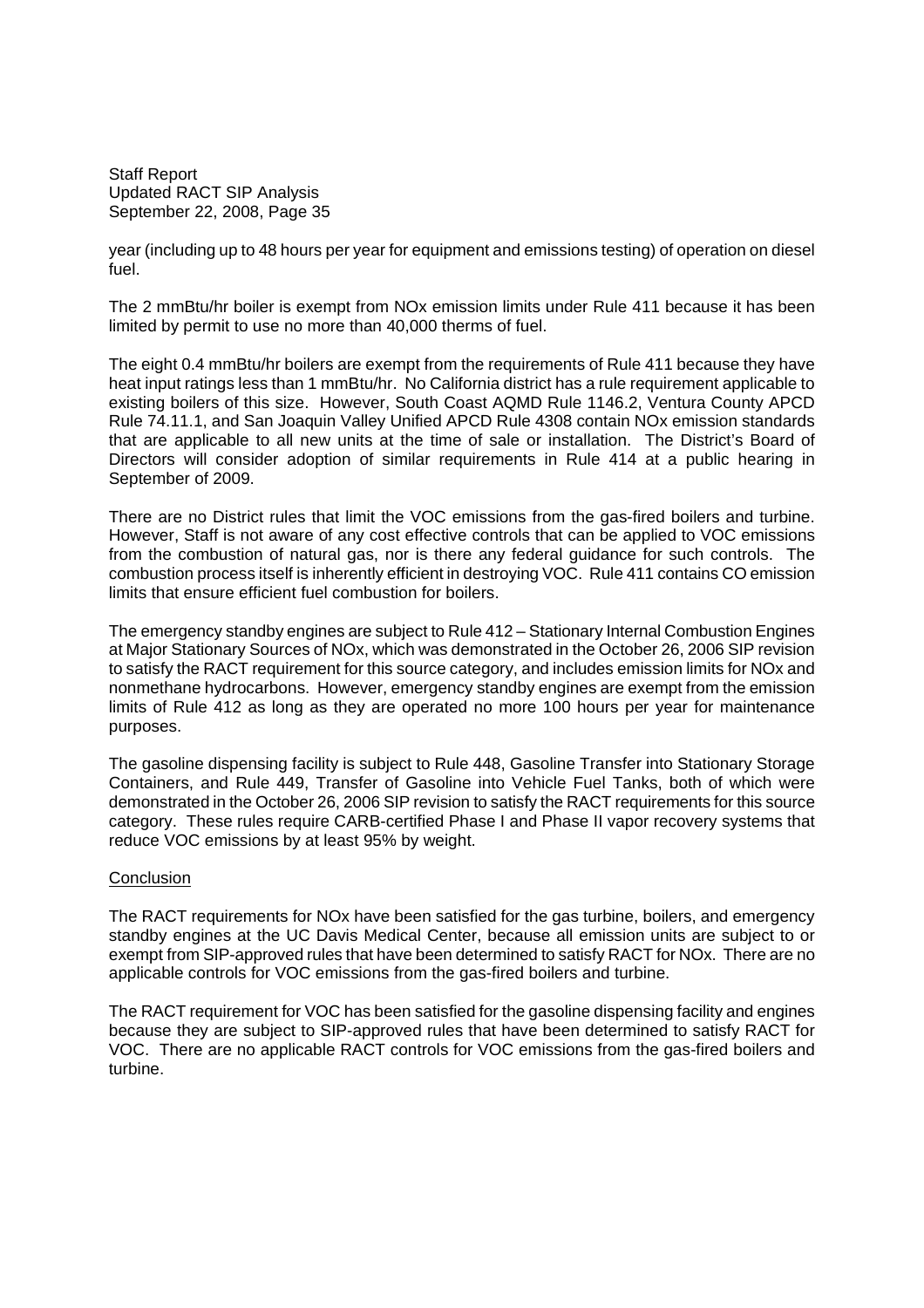year (including up to 48 hours per year for equipment and emissions testing) of operation on diesel fuel.

The 2 mmBtu/hr boiler is exempt from NOx emission limits under Rule 411 because it has been limited by permit to use no more than 40,000 therms of fuel.

The eight 0.4 mmBtu/hr boilers are exempt from the requirements of Rule 411 because they have heat input ratings less than 1 mmBtu/hr. No California district has a rule requirement applicable to existing boilers of this size. However, South Coast AQMD Rule 1146.2, Ventura County APCD Rule 74.11.1, and San Joaquin Valley Unified APCD Rule 4308 contain NOx emission standards that are applicable to all new units at the time of sale or installation. The District's Board of Directors will consider adoption of similar requirements in Rule 414 at a public hearing in September of 2009.

There are no District rules that limit the VOC emissions from the gas-fired boilers and turbine. However, Staff is not aware of any cost effective controls that can be applied to VOC emissions from the combustion of natural gas, nor is there any federal guidance for such controls. The combustion process itself is inherently efficient in destroying VOC. Rule 411 contains CO emission limits that ensure efficient fuel combustion for boilers.

The emergency standby engines are subject to Rule 412 – Stationary Internal Combustion Engines at Major Stationary Sources of NOx, which was demonstrated in the October 26, 2006 SIP revision to satisfy the RACT requirement for this source category, and includes emission limits for NOx and nonmethane hydrocarbons. However, emergency standby engines are exempt from the emission limits of Rule 412 as long as they are operated no more 100 hours per year for maintenance purposes.

The gasoline dispensing facility is subject to Rule 448, Gasoline Transfer into Stationary Storage Containers, and Rule 449, Transfer of Gasoline into Vehicle Fuel Tanks, both of which were demonstrated in the October 26, 2006 SIP revision to satisfy the RACT requirements for this source category. These rules require CARB-certified Phase I and Phase II vapor recovery systems that reduce VOC emissions by at least 95% by weight.

Conclusion

The RACT requirements for NOx have been satisfied for the gas turbine, boilers, and emergency standby engines at the UC Davis Medical Center, because all emission units are subject to or exempt from SIP-approved rules that have been determined to satisfy RACT for NOx. There are no applicable controls for VOC emissions from the gas-fired boilers and turbine.

The RACT requirement for VOC has been satisfied for the gasoline dispensing facility and engines because they are subject to SIP-approved rules that have been determined to satisfy RACT for VOC. There are no applicable RACT controls for VOC emissions from the gas-fired boilers and turbine.